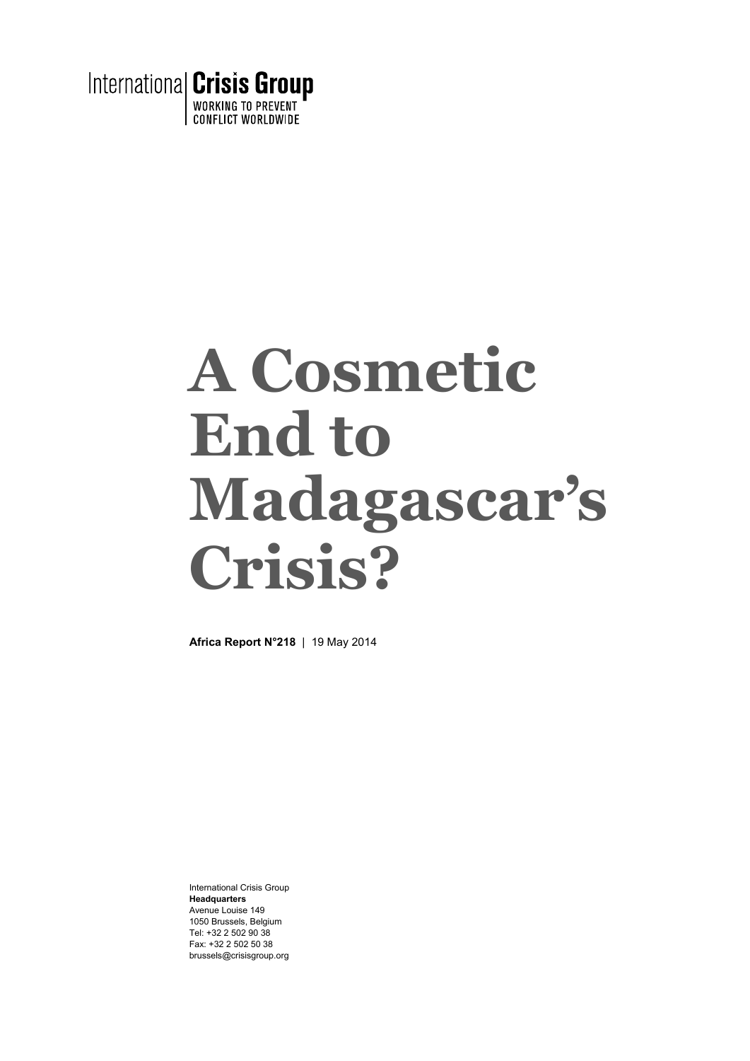International Crisis Group
WORKING TO PREVENT
CONFLICT WORLDWIDE

# A Cosmetic End to Madagascar's Crisis?

**Africa Report N°218** | 19 May 2014

International Crisis Group
**Headquarters**
Avenue Louise 149
1050 Brussels, Belgium
Tel: +32 2 502 90 38
Fax: +32 2 502 50 38
brussels@crisisgroup.org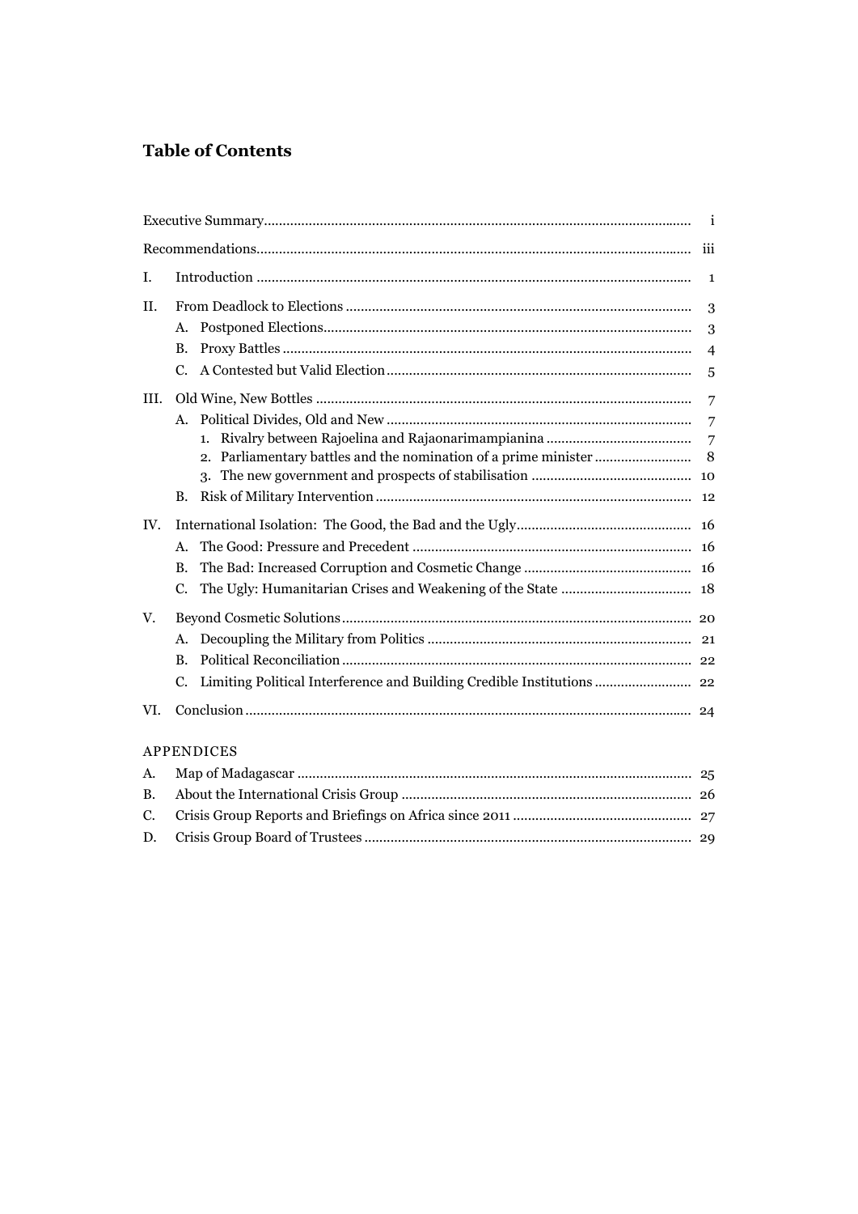## Table of Contents

| | | |
|---|---|---|
| Executive Summary | | i |
| Recommendations | | iii |
| I. | Introduction | 1 |
| II. | From Deadlock to Elections | 3 |
| | A. Postponed Elections | 3 |
| | B. Proxy Battles | 4 |
| | C. A Contested but Valid Election | 5 |
| III. | Old Wine, New Bottles | 7 |
| | A. Political Divides, Old and New | 7 |
| | 1. Rivalry between Rajoelina and Rajaonarimampianina | 7 |
| | 2. Parliamentary battles and the nomination of a prime minister | 8 |
| | 3. The new government and prospects of stabilisation | 10 |
| | B. Risk of Military Intervention | 12 |
| IV. | International Isolation: The Good, the Bad and the Ugly | 16 |
| | A. The Good: Pressure and Precedent | 16 |
| | B. The Bad: Increased Corruption and Cosmetic Change | 16 |
| | C. The Ugly: Humanitarian Crises and Weakening of the State | 18 |
| V. | Beyond Cosmetic Solutions | 20 |
| | A. Decoupling the Military from Politics | 21 |
| | B. Political Reconciliation | 22 |
| | C. Limiting Political Interference and Building Credible Institutions | 22 |
| VI. | Conclusion | 24 |

APPENDICES

| | | |
|---|---|---|
| A. | Map of Madagascar | 25 |
| B. | About the International Crisis Group | 26 |
| C. | Crisis Group Reports and Briefings on Africa since 2011 | 27 |
| D. | Crisis Group Board of Trustees | 29 |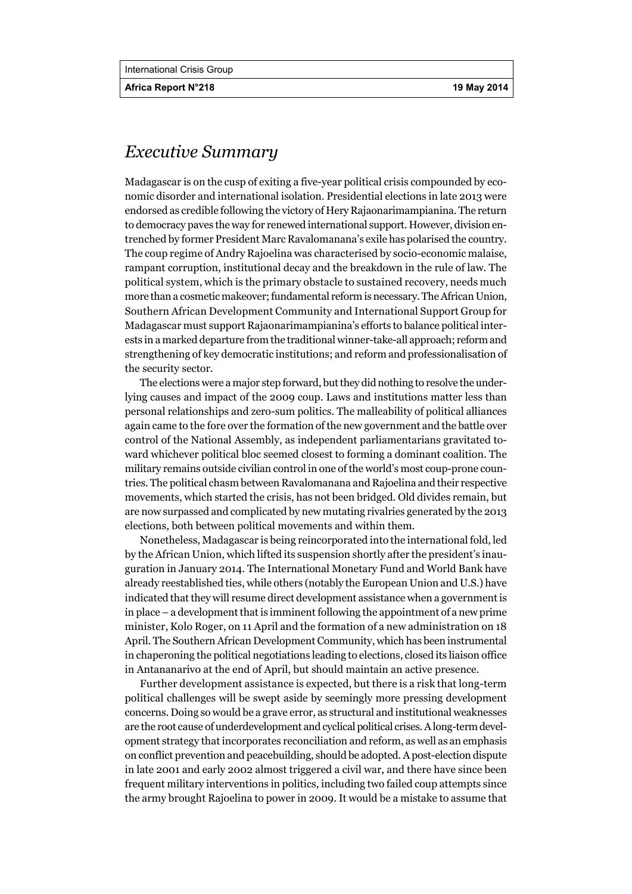# Executive Summary

Madagascar is on the cusp of exiting a five-year political crisis compounded by economic disorder and international isolation. Presidential elections in late 2013 were endorsed as credible following the victory of Hery Rajaonarimampianina. The return to democracy paves the way for renewed international support. However, division entrenched by former President Marc Ravalomanana's exile has polarised the country. The coup regime of Andry Rajoelina was characterised by socio-economic malaise, rampant corruption, institutional decay and the breakdown in the rule of law. The political system, which is the primary obstacle to sustained recovery, needs much more than a cosmetic makeover; fundamental reform is necessary. The African Union, Southern African Development Community and International Support Group for Madagascar must support Rajaonarimampianina's efforts to balance political interests in a marked departure from the traditional winner-take-all approach; reform and strengthening of key democratic institutions; and reform and professionalisation of the security sector.

The elections were a major step forward, but they did nothing to resolve the underlying causes and impact of the 2009 coup. Laws and institutions matter less than personal relationships and zero-sum politics. The malleability of political alliances again came to the fore over the formation of the new government and the battle over control of the National Assembly, as independent parliamentarians gravitated toward whichever political bloc seemed closest to forming a dominant coalition. The military remains outside civilian control in one of the world's most coup-prone countries. The political chasm between Ravalomanana and Rajoelina and their respective movements, which started the crisis, has not been bridged. Old divides remain, but are now surpassed and complicated by new mutating rivalries generated by the 2013 elections, both between political movements and within them.

Nonetheless, Madagascar is being reincorporated into the international fold, led by the African Union, which lifted its suspension shortly after the president's inauguration in January 2014. The International Monetary Fund and World Bank have already reestablished ties, while others (notably the European Union and U.S.) have indicated that they will resume direct development assistance when a government is in place – a development that is imminent following the appointment of a new prime minister, Kolo Roger, on 11 April and the formation of a new administration on 18 April. The Southern African Development Community, which has been instrumental in chaperoning the political negotiations leading to elections, closed its liaison office in Antananarivo at the end of April, but should maintain an active presence.

Further development assistance is expected, but there is a risk that long-term political challenges will be swept aside by seemingly more pressing development concerns. Doing so would be a grave error, as structural and institutional weaknesses are the root cause of underdevelopment and cyclical political crises. A long-term development strategy that incorporates reconciliation and reform, as well as an emphasis on conflict prevention and peacebuilding, should be adopted. A post-election dispute in late 2001 and early 2002 almost triggered a civil war, and there have since been frequent military interventions in politics, including two failed coup attempts since the army brought Rajoelina to power in 2009. It would be a mistake to assume that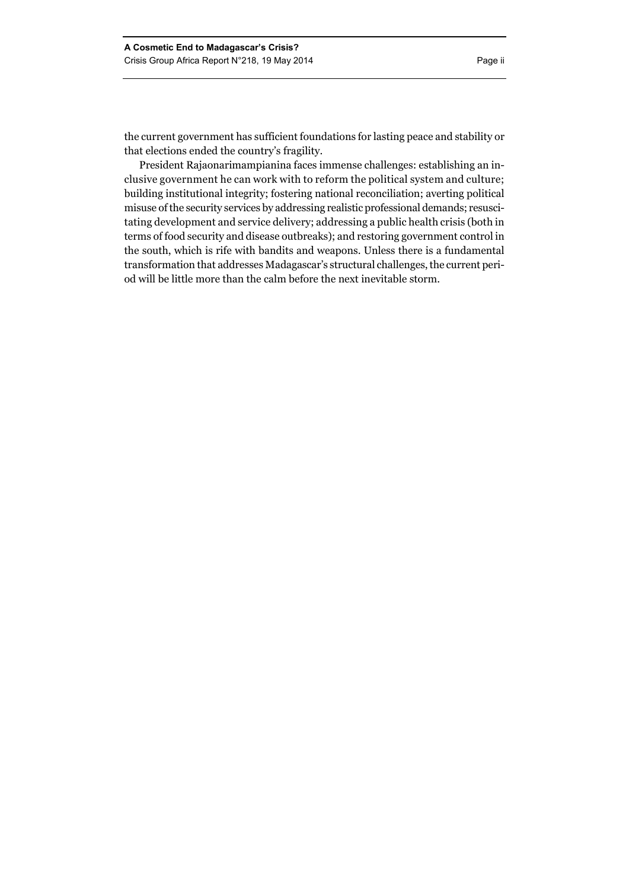the current government has sufficient foundations for lasting peace and stability or that elections ended the country's fragility.

President Rajaonarimampianina faces immense challenges: establishing an inclusive government he can work with to reform the political system and culture; building institutional integrity; fostering national reconciliation; averting political misuse of the security services by addressing realistic professional demands; resuscitating development and service delivery; addressing a public health crisis (both in terms of food security and disease outbreaks); and restoring government control in the south, which is rife with bandits and weapons. Unless there is a fundamental transformation that addresses Madagascar's structural challenges, the current period will be little more than the calm before the next inevitable storm.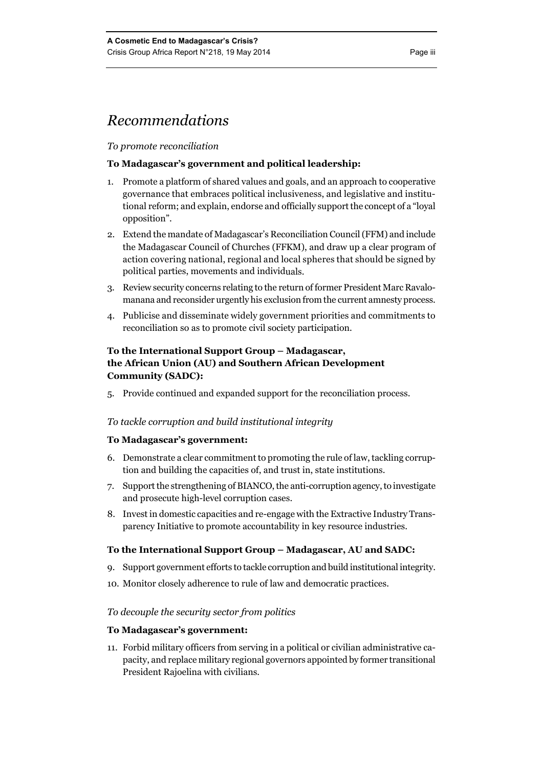# Recommendations

*To promote reconciliation*

**To Madagascar's government and political leadership:**

1. Promote a platform of shared values and goals, and an approach to cooperative governance that embraces political inclusiveness, and legislative and institutional reform; and explain, endorse and officially support the concept of a "loyal opposition".
2. Extend the mandate of Madagascar's Reconciliation Council (FFM) and include the Madagascar Council of Churches (FFKM), and draw up a clear program of action covering national, regional and local spheres that should be signed by political parties, movements and individuals.
3. Review security concerns relating to the return of former President Marc Ravalomanana and reconsider urgently his exclusion from the current amnesty process.
4. Publicise and disseminate widely government priorities and commitments to reconciliation so as to promote civil society participation.

**To the International Support Group – Madagascar, the African Union (AU) and Southern African Development Community (SADC):**

5. Provide continued and expanded support for the reconciliation process.

*To tackle corruption and build institutional integrity*

**To Madagascar's government:**

6. Demonstrate a clear commitment to promoting the rule of law, tackling corruption and building the capacities of, and trust in, state institutions.
7. Support the strengthening of BIANCO, the anti-corruption agency, to investigate and prosecute high-level corruption cases.
8. Invest in domestic capacities and re-engage with the Extractive Industry Transparency Initiative to promote accountability in key resource industries.

**To the International Support Group – Madagascar, AU and SADC:**

9. Support government efforts to tackle corruption and build institutional integrity.
10. Monitor closely adherence to rule of law and democratic practices.

*To decouple the security sector from politics*

**To Madagascar's government:**

11. Forbid military officers from serving in a political or civilian administrative capacity, and replace military regional governors appointed by former transitional President Rajoelina with civilians.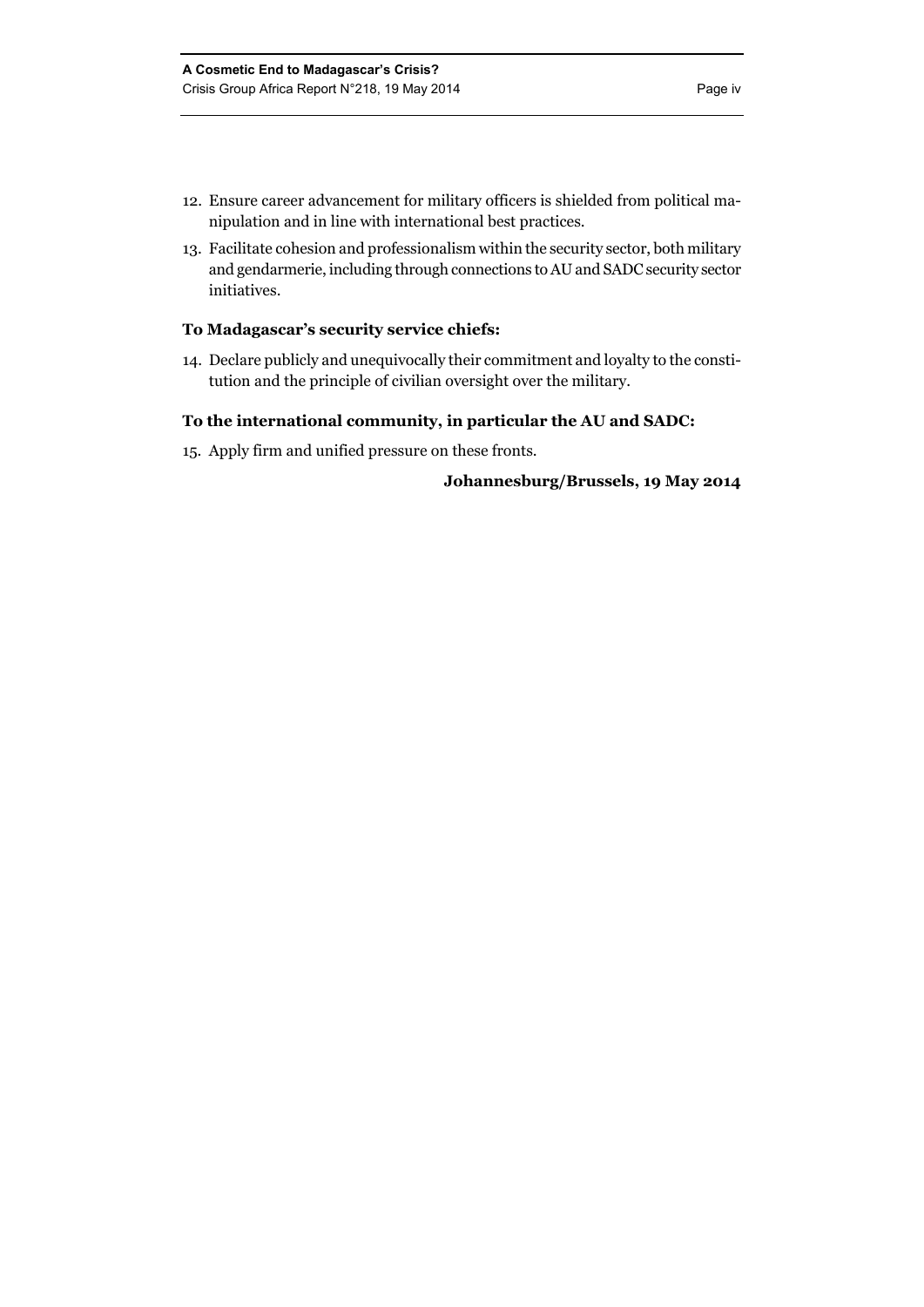12. Ensure career advancement for military officers is shielded from political manipulation and in line with international best practices.
13. Facilitate cohesion and professionalism within the security sector, both military and gendarmerie, including through connections to AU and SADC security sector initiatives.

**To Madagascar's security service chiefs:**

14. Declare publicly and unequivocally their commitment and loyalty to the constitution and the principle of civilian oversight over the military.

**To the international community, in particular the AU and SADC:**

15. Apply firm and unified pressure on these fronts.

**Johannesburg/Brussels, 19 May 2014**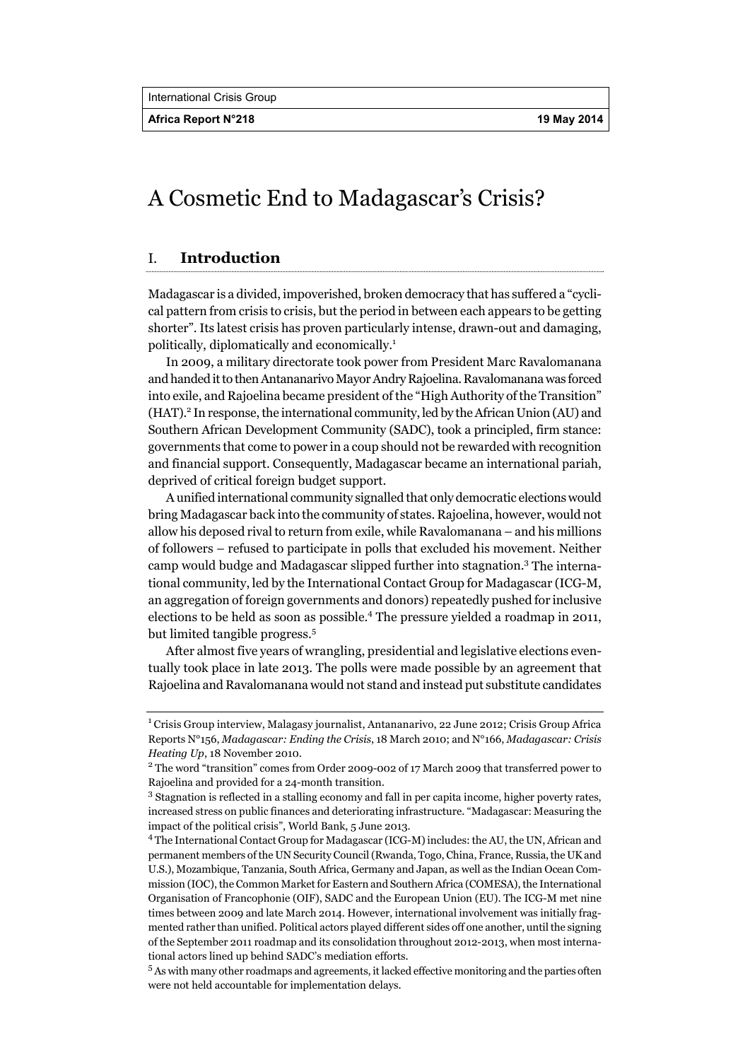# A Cosmetic End to Madagascar's Crisis?

## I. Introduction

Madagascar is a divided, impoverished, broken democracy that has suffered a "cyclical pattern from crisis to crisis, but the period in between each appears to be getting shorter". Its latest crisis has proven particularly intense, drawn-out and damaging, politically, diplomatically and economically.[1]

In 2009, a military directorate took power from President Marc Ravalomanana and handed it to then Antananarivo Mayor Andry Rajoelina. Ravalomanana was forced into exile, and Rajoelina became president of the "High Authority of the Transition" (HAT).[2] In response, the international community, led by the African Union (AU) and Southern African Development Community (SADC), took a principled, firm stance: governments that come to power in a coup should not be rewarded with recognition and financial support. Consequently, Madagascar became an international pariah, deprived of critical foreign budget support.

A unified international community signalled that only democratic elections would bring Madagascar back into the community of states. Rajoelina, however, would not allow his deposed rival to return from exile, while Ravalomanana – and his millions of followers – refused to participate in polls that excluded his movement. Neither camp would budge and Madagascar slipped further into stagnation.[3] The international community, led by the International Contact Group for Madagascar (ICG-M, an aggregation of foreign governments and donors) repeatedly pushed for inclusive elections to be held as soon as possible.[4] The pressure yielded a roadmap in 2011, but limited tangible progress.[5]

After almost five years of wrangling, presidential and legislative elections eventually took place in late 2013. The polls were made possible by an agreement that Rajoelina and Ravalomanana would not stand and instead put substitute candidates

---

[1] Crisis Group interview, Malagasy journalist, Antananarivo, 22 June 2012; Crisis Group Africa Reports N°156, *Madagascar: Ending the Crisis*, 18 March 2010; and N°166, *Madagascar: Crisis Heating Up*, 18 November 2010.

[2] The word "transition" comes from Order 2009-002 of 17 March 2009 that transferred power to Rajoelina and provided for a 24-month transition.

[3] Stagnation is reflected in a stalling economy and fall in per capita income, higher poverty rates, increased stress on public finances and deteriorating infrastructure. "Madagascar: Measuring the impact of the political crisis", World Bank, 5 June 2013.

[4] The International Contact Group for Madagascar (ICG-M) includes: the AU, the UN, African and permanent members of the UN Security Council (Rwanda, Togo, China, France, Russia, the UK and U.S.), Mozambique, Tanzania, South Africa, Germany and Japan, as well as the Indian Ocean Commission (IOC), the Common Market for Eastern and Southern Africa (COMESA), the International Organisation of Francophonie (OIF), SADC and the European Union (EU). The ICG-M met nine times between 2009 and late March 2014. However, international involvement was initially fragmented rather than unified. Political actors played different sides off one another, until the signing of the September 2011 roadmap and its consolidation throughout 2012-2013, when most international actors lined up behind SADC's mediation efforts.

[5] As with many other roadmaps and agreements, it lacked effective monitoring and the parties often were not held accountable for implementation delays.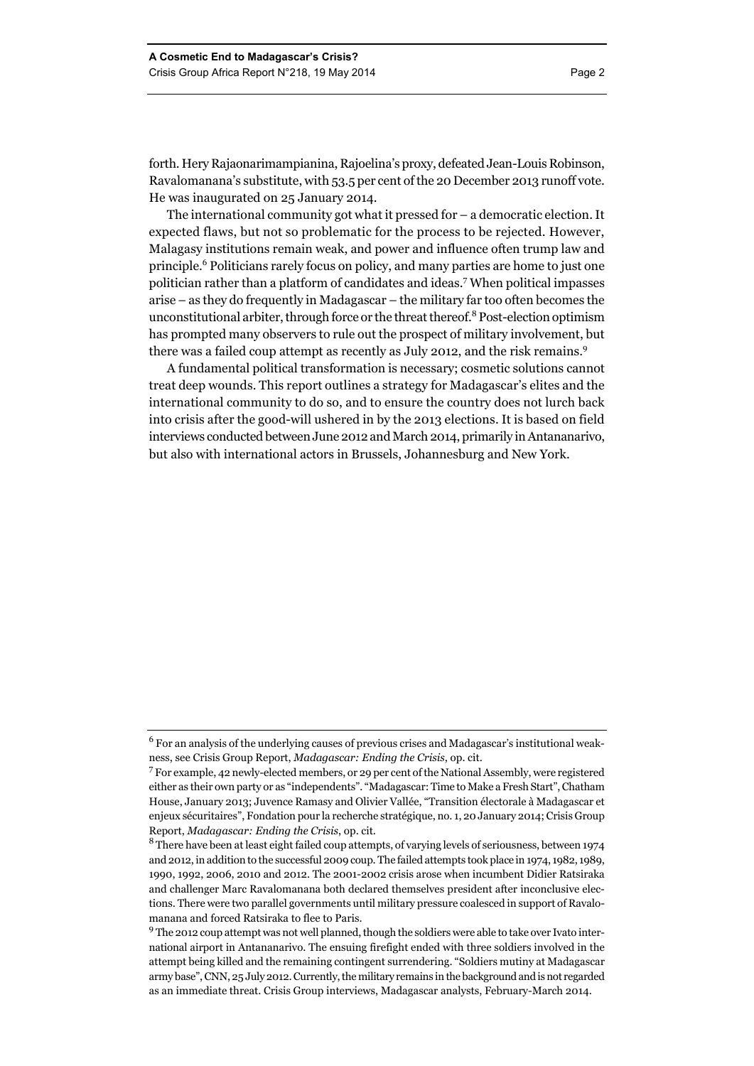forth. Hery Rajaonarimampianina, Rajoelina's proxy, defeated Jean-Louis Robinson, Ravalomanana's substitute, with 53.5 per cent of the 20 December 2013 runoff vote. He was inaugurated on 25 January 2014.

The international community got what it pressed for – a democratic election. It expected flaws, but not so problematic for the process to be rejected. However, Malagasy institutions remain weak, and power and influence often trump law and principle.[6] Politicians rarely focus on policy, and many parties are home to just one politician rather than a platform of candidates and ideas.[7] When political impasses arise – as they do frequently in Madagascar – the military far too often becomes the unconstitutional arbiter, through force or the threat thereof.[8] Post-election optimism has prompted many observers to rule out the prospect of military involvement, but there was a failed coup attempt as recently as July 2012, and the risk remains.[9]

A fundamental political transformation is necessary; cosmetic solutions cannot treat deep wounds. This report outlines a strategy for Madagascar's elites and the international community to do so, and to ensure the country does not lurch back into crisis after the good-will ushered in by the 2013 elections. It is based on field interviews conducted between June 2012 and March 2014, primarily in Antananarivo, but also with international actors in Brussels, Johannesburg and New York.

---

[6] For an analysis of the underlying causes of previous crises and Madagascar's institutional weakness, see Crisis Group Report, *Madagascar: Ending the Crisis*, op. cit.

[7] For example, 42 newly-elected members, or 29 per cent of the National Assembly, were registered either as their own party or as "independents". "Madagascar: Time to Make a Fresh Start", Chatham House, January 2013; Juvence Ramasy and Olivier Vallée, "Transition électorale à Madagascar et enjeux sécuritaires", Fondation pour la recherche stratégique, no. 1, 20 January 2014; Crisis Group Report, *Madagascar: Ending the Crisis*, op. cit.

[8] There have been at least eight failed coup attempts, of varying levels of seriousness, between 1974 and 2012, in addition to the successful 2009 coup. The failed attempts took place in 1974, 1982, 1989, 1990, 1992, 2006, 2010 and 2012. The 2001-2002 crisis arose when incumbent Didier Ratsiraka and challenger Marc Ravalomanana both declared themselves president after inconclusive elections. There were two parallel governments until military pressure coalesced in support of Ravalomanana and forced Ratsiraka to flee to Paris.

[9] The 2012 coup attempt was not well planned, though the soldiers were able to take over Ivato international airport in Antananarivo. The ensuing firefight ended with three soldiers involved in the attempt being killed and the remaining contingent surrendering. "Soldiers mutiny at Madagascar army base", CNN, 25 July 2012. Currently, the military remains in the background and is not regarded as an immediate threat. Crisis Group interviews, Madagascar analysts, February-March 2014.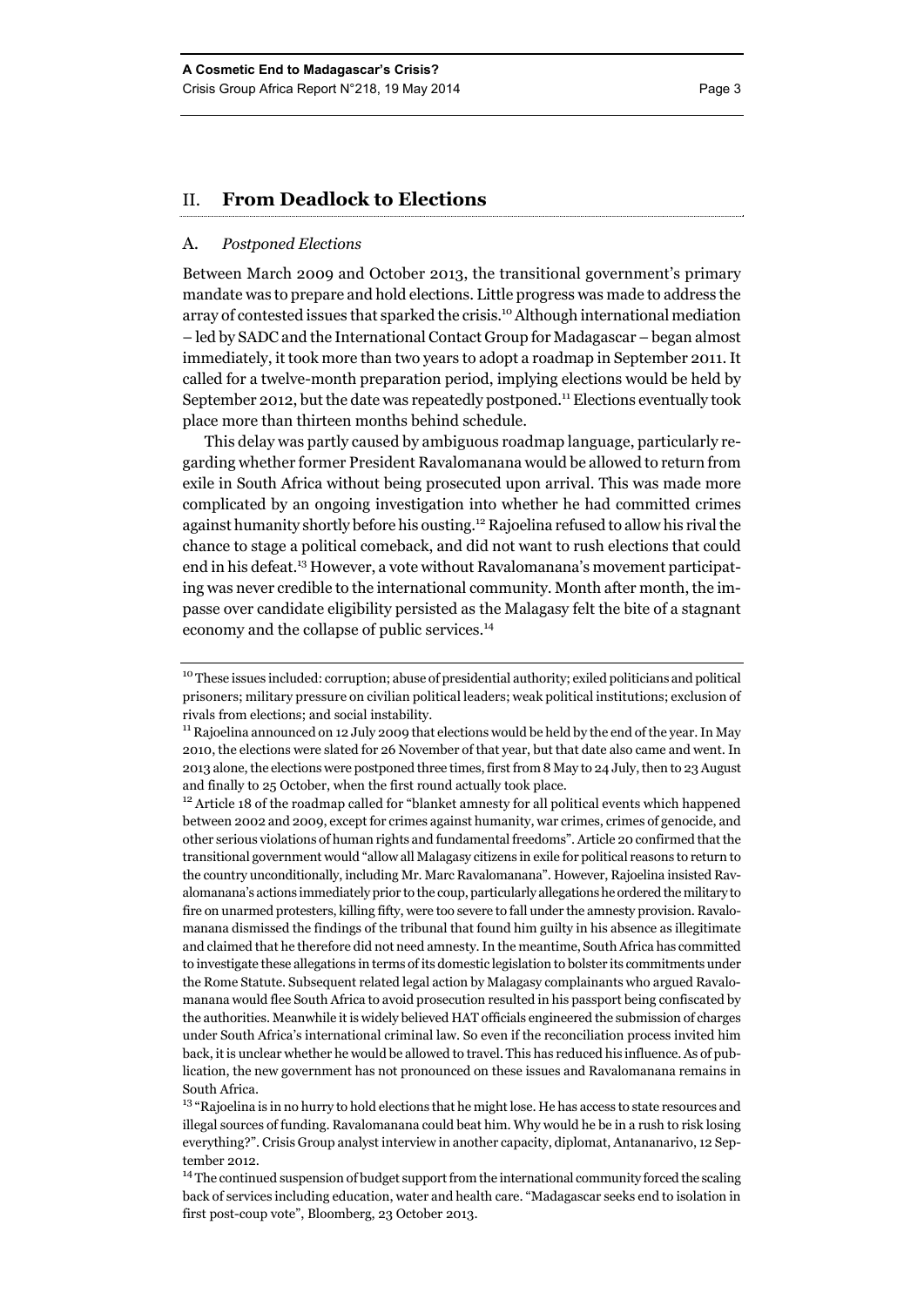## II. From Deadlock to Elections

### A. *Postponed Elections*

Between March 2009 and October 2013, the transitional government's primary mandate was to prepare and hold elections. Little progress was made to address the array of contested issues that sparked the crisis.[10] Although international mediation – led by SADC and the International Contact Group for Madagascar – began almost immediately, it took more than two years to adopt a roadmap in September 2011. It called for a twelve-month preparation period, implying elections would be held by September 2012, but the date was repeatedly postponed.[11] Elections eventually took place more than thirteen months behind schedule.

This delay was partly caused by ambiguous roadmap language, particularly regarding whether former President Ravalomanana would be allowed to return from exile in South Africa without being prosecuted upon arrival. This was made more complicated by an ongoing investigation into whether he had committed crimes against humanity shortly before his ousting.[12] Rajoelina refused to allow his rival the chance to stage a political comeback, and did not want to rush elections that could end in his defeat.[13] However, a vote without Ravalomanana's movement participating was never credible to the international community. Month after month, the impasse over candidate eligibility persisted as the Malagasy felt the bite of a stagnant economy and the collapse of public services.[14]

---

[10] These issues included: corruption; abuse of presidential authority; exiled politicians and political prisoners; military pressure on civilian political leaders; weak political institutions; exclusion of rivals from elections; and social instability.

[11] Rajoelina announced on 12 July 2009 that elections would be held by the end of the year. In May 2010, the elections were slated for 26 November of that year, but that date also came and went. In 2013 alone, the elections were postponed three times, first from 8 May to 24 July, then to 23 August and finally to 25 October, when the first round actually took place.

[12] Article 18 of the roadmap called for "blanket amnesty for all political events which happened between 2002 and 2009, except for crimes against humanity, war crimes, crimes of genocide, and other serious violations of human rights and fundamental freedoms". Article 20 confirmed that the transitional government would "allow all Malagasy citizens in exile for political reasons to return to the country unconditionally, including Mr. Marc Ravalomanana". However, Rajoelina insisted Ravalomanana's actions immediately prior to the coup, particularly allegations he ordered the military to fire on unarmed protesters, killing fifty, were too severe to fall under the amnesty provision. Ravalomanana dismissed the findings of the tribunal that found him guilty in his absence as illegitimate and claimed that he therefore did not need amnesty. In the meantime, South Africa has committed to investigate these allegations in terms of its domestic legislation to bolster its commitments under the Rome Statute. Subsequent related legal action by Malagasy complainants who argued Ravalomanana would flee South Africa to avoid prosecution resulted in his passport being confiscated by the authorities. Meanwhile it is widely believed HAT officials engineered the submission of charges under South Africa's international criminal law. So even if the reconciliation process invited him back, it is unclear whether he would be allowed to travel. This has reduced his influence. As of publication, the new government has not pronounced on these issues and Ravalomanana remains in South Africa.

[13] "Rajoelina is in no hurry to hold elections that he might lose. He has access to state resources and illegal sources of funding. Ravalomanana could beat him. Why would he be in a rush to risk losing everything?". Crisis Group analyst interview in another capacity, diplomat, Antananarivo, 12 September 2012.

[14] The continued suspension of budget support from the international community forced the scaling back of services including education, water and health care. "Madagascar seeks end to isolation in first post-coup vote", Bloomberg, 23 October 2013.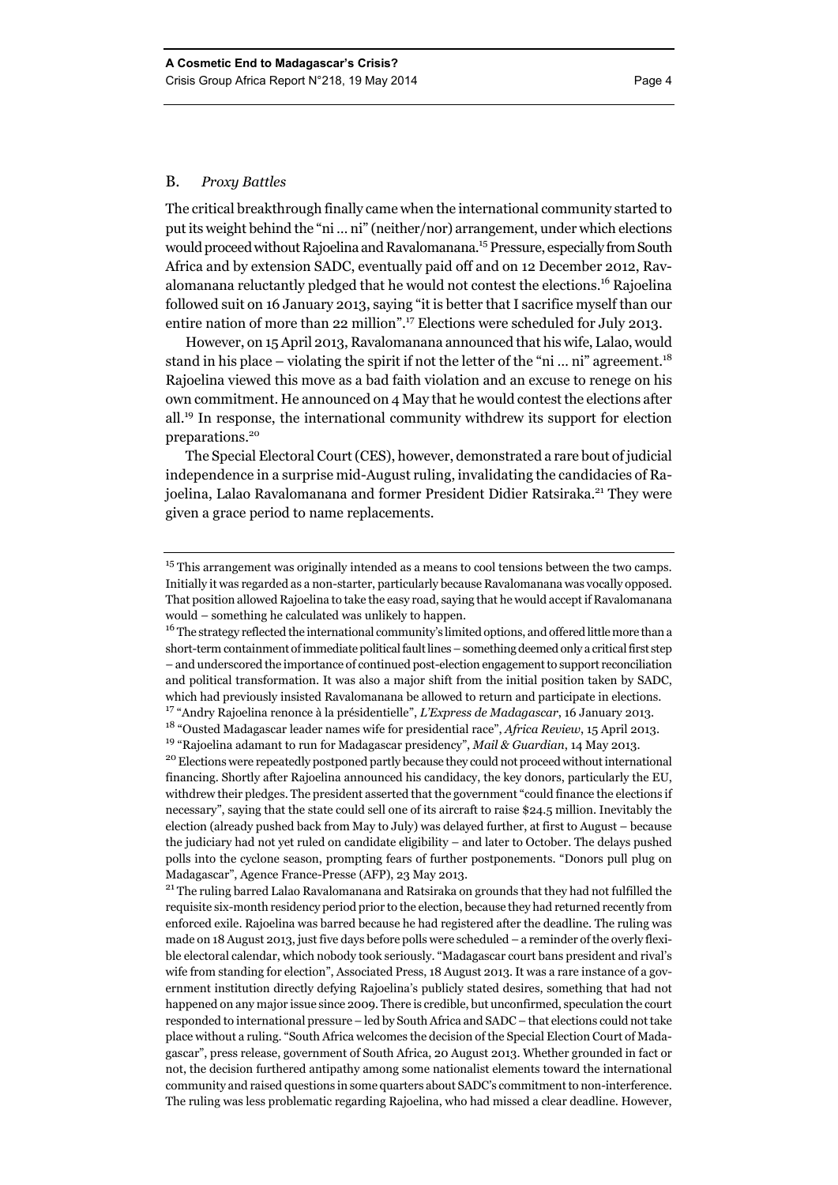### B. *Proxy Battles*

The critical breakthrough finally came when the international community started to put its weight behind the "ni … ni" (neither/nor) arrangement, under which elections would proceed without Rajoelina and Ravalomanana.[15] Pressure, especially from South Africa and by extension SADC, eventually paid off and on 12 December 2012, Ravalomanana reluctantly pledged that he would not contest the elections.[16] Rajoelina followed suit on 16 January 2013, saying "it is better that I sacrifice myself than our entire nation of more than 22 million".[17] Elections were scheduled for July 2013.

However, on 15 April 2013, Ravalomanana announced that his wife, Lalao, would stand in his place – violating the spirit if not the letter of the "ni … ni" agreement.[18] Rajoelina viewed this move as a bad faith violation and an excuse to renege on his own commitment. He announced on 4 May that he would contest the elections after all.[19] In response, the international community withdrew its support for election preparations.[20]

The Special Electoral Court (CES), however, demonstrated a rare bout of judicial independence in a surprise mid-August ruling, invalidating the candidacies of Rajoelina, Lalao Ravalomanana and former President Didier Ratsiraka.[21] They were given a grace period to name replacements.

---

[15] This arrangement was originally intended as a means to cool tensions between the two camps. Initially it was regarded as a non-starter, particularly because Ravalomanana was vocally opposed. That position allowed Rajoelina to take the easy road, saying that he would accept if Ravalomanana would – something he calculated was unlikely to happen.

[16] The strategy reflected the international community's limited options, and offered little more than a short-term containment of immediate political fault lines – something deemed only a critical first step – and underscored the importance of continued post-election engagement to support reconciliation and political transformation. It was also a major shift from the initial position taken by SADC, which had previously insisted Ravalomanana be allowed to return and participate in elections.

[17] "Andry Rajoelina renonce à la présidentielle", *L'Express de Madagascar*, 16 January 2013.

[18] "Ousted Madagascar leader names wife for presidential race", *Africa Review*, 15 April 2013.

[19] "Rajoelina adamant to run for Madagascar presidency", *Mail & Guardian*, 14 May 2013.

[20] Elections were repeatedly postponed partly because they could not proceed without international financing. Shortly after Rajoelina announced his candidacy, the key donors, particularly the EU, withdrew their pledges. The president asserted that the government "could finance the elections if necessary", saying that the state could sell one of its aircraft to raise $24.5 million. Inevitably the election (already pushed back from May to July) was delayed further, at first to August – because the judiciary had not yet ruled on candidate eligibility – and later to October. The delays pushed polls into the cyclone season, prompting fears of further postponements. "Donors pull plug on Madagascar", Agence France-Presse (AFP), 23 May 2013.

[21] The ruling barred Lalao Ravalomanana and Ratsiraka on grounds that they had not fulfilled the requisite six-month residency period prior to the election, because they had returned recently from enforced exile. Rajoelina was barred because he had registered after the deadline. The ruling was made on 18 August 2013, just five days before polls were scheduled – a reminder of the overly flexible electoral calendar, which nobody took seriously. "Madagascar court bans president and rival's wife from standing for election", Associated Press, 18 August 2013. It was a rare instance of a government institution directly defying Rajoelina's publicly stated desires, something that had not happened on any major issue since 2009. There is credible, but unconfirmed, speculation the court responded to international pressure – led by South Africa and SADC – that elections could not take place without a ruling. "South Africa welcomes the decision of the Special Election Court of Madagascar", press release, government of South Africa, 20 August 2013. Whether grounded in fact or not, the decision furthered antipathy among some nationalist elements toward the international community and raised questions in some quarters about SADC's commitment to non-interference. The ruling was less problematic regarding Rajoelina, who had missed a clear deadline. However,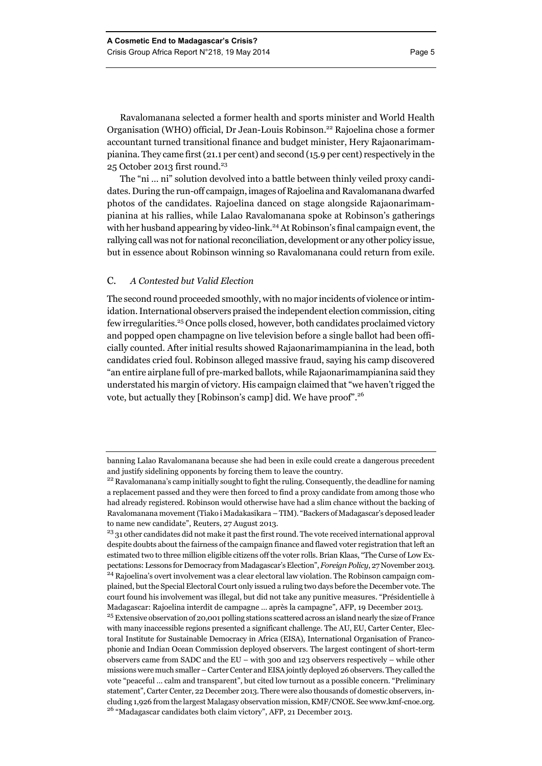Ravalomanana selected a former health and sports minister and World Health Organisation (WHO) official, Dr Jean-Louis Robinson.[22] Rajoelina chose a former accountant turned transitional finance and budget minister, Hery Rajaonarimampianina. They came first (21.1 per cent) and second (15.9 per cent) respectively in the 25 October 2013 first round.[23]

The "ni … ni" solution devolved into a battle between thinly veiled proxy candidates. During the run-off campaign, images of Rajoelina and Ravalomanana dwarfed photos of the candidates. Rajoelina danced on stage alongside Rajaonarimampianina at his rallies, while Lalao Ravalomanana spoke at Robinson's gatherings with her husband appearing by video-link.[24] At Robinson's final campaign event, the rallying call was not for national reconciliation, development or any other policy issue, but in essence about Robinson winning so Ravalomanana could return from exile.

### C. *A Contested but Valid Election*

The second round proceeded smoothly, with no major incidents of violence or intimidation. International observers praised the independent election commission, citing few irregularities.[25] Once polls closed, however, both candidates proclaimed victory and popped open champagne on live television before a single ballot had been officially counted. After initial results showed Rajaonarimampianina in the lead, both candidates cried foul. Robinson alleged massive fraud, saying his camp discovered "an entire airplane full of pre-marked ballots, while Rajaonarimampianina said they understated his margin of victory. His campaign claimed that "we haven't rigged the vote, but actually they [Robinson's camp] did. We have proof".[26]

---

banning Lalao Ravalomanana because she had been in exile could create a dangerous precedent and justify sidelining opponents by forcing them to leave the country.

[22] Ravalomanana's camp initially sought to fight the ruling. Consequently, the deadline for naming a replacement passed and they were then forced to find a proxy candidate from among those who had already registered. Robinson would otherwise have had a slim chance without the backing of Ravalomanana movement (Tiako i Madakasikara – TIM). "Backers of Madagascar's deposed leader to name new candidate", Reuters, 27 August 2013.

[23] 31 other candidates did not make it past the first round. The vote received international approval despite doubts about the fairness of the campaign finance and flawed voter registration that left an estimated two to three million eligible citizens off the voter rolls. Brian Klaas, "The Curse of Low Expectations: Lessons for Democracy from Madagascar's Election", *Foreign Policy*, 27 November 2013.

[24] Rajoelina's overt involvement was a clear electoral law violation. The Robinson campaign complained, but the Special Electoral Court only issued a ruling two days before the December vote. The court found his involvement was illegal, but did not take any punitive measures. "Présidentielle à Madagascar: Rajoelina interdit de campagne … après la campagne", AFP, 19 December 2013.

[25] Extensive observation of 20,001 polling stations scattered across an island nearly the size of France with many inaccessible regions presented a significant challenge. The AU, EU, Carter Center, Electoral Institute for Sustainable Democracy in Africa (EISA), International Organisation of Francophonie and Indian Ocean Commission deployed observers. The largest contingent of short-term observers came from SADC and the EU – with 300 and 123 observers respectively – while other missions were much smaller – Carter Center and EISA jointly deployed 26 observers. They called the vote "peaceful … calm and transparent", but cited low turnout as a possible concern. "Preliminary statement", Carter Center, 22 December 2013. There were also thousands of domestic observers, including 1,926 from the largest Malagasy observation mission, KMF/CNOE. See www.kmf-cnoe.org.

[26] "Madagascar candidates both claim victory", AFP, 21 December 2013.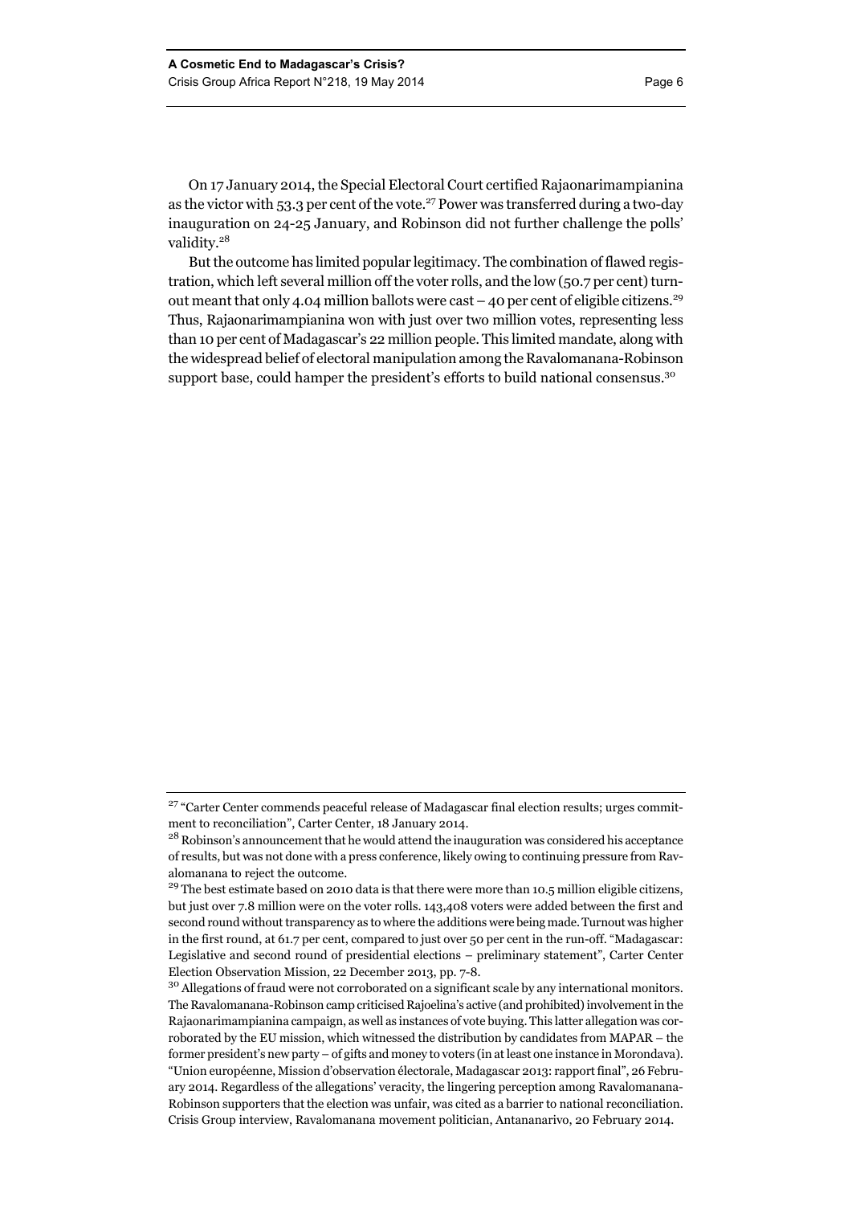On 17 January 2014, the Special Electoral Court certified Rajaonarimampianina as the victor with 53.3 per cent of the vote.[27] Power was transferred during a two-day inauguration on 24-25 January, and Robinson did not further challenge the polls' validity.[28]

But the outcome has limited popular legitimacy. The combination of flawed registration, which left several million off the voter rolls, and the low (50.7 per cent) turnout meant that only 4.04 million ballots were cast – 40 per cent of eligible citizens.[29] Thus, Rajaonarimampianina won with just over two million votes, representing less than 10 per cent of Madagascar's 22 million people. This limited mandate, along with the widespread belief of electoral manipulation among the Ravalomanana-Robinson support base, could hamper the president's efforts to build national consensus.[30]

---

[27] "Carter Center commends peaceful release of Madagascar final election results; urges commitment to reconciliation", Carter Center, 18 January 2014.

[28] Robinson's announcement that he would attend the inauguration was considered his acceptance of results, but was not done with a press conference, likely owing to continuing pressure from Ravalomanana to reject the outcome.

[29] The best estimate based on 2010 data is that there were more than 10.5 million eligible citizens, but just over 7.8 million were on the voter rolls. 143,408 voters were added between the first and second round without transparency as to where the additions were being made. Turnout was higher in the first round, at 61.7 per cent, compared to just over 50 per cent in the run-off. "Madagascar: Legislative and second round of presidential elections – preliminary statement", Carter Center Election Observation Mission, 22 December 2013, pp. 7-8.

[30] Allegations of fraud were not corroborated on a significant scale by any international monitors. The Ravalomanana-Robinson camp criticised Rajoelina's active (and prohibited) involvement in the Rajaonarimampianina campaign, as well as instances of vote buying. This latter allegation was corroborated by the EU mission, which witnessed the distribution by candidates from MAPAR – the former president's new party – of gifts and money to voters (in at least one instance in Morondava). "Union européenne, Mission d'observation électorale, Madagascar 2013: rapport final", 26 February 2014. Regardless of the allegations' veracity, the lingering perception among Ravalomanana-Robinson supporters that the election was unfair, was cited as a barrier to national reconciliation. Crisis Group interview, Ravalomanana movement politician, Antananarivo, 20 February 2014.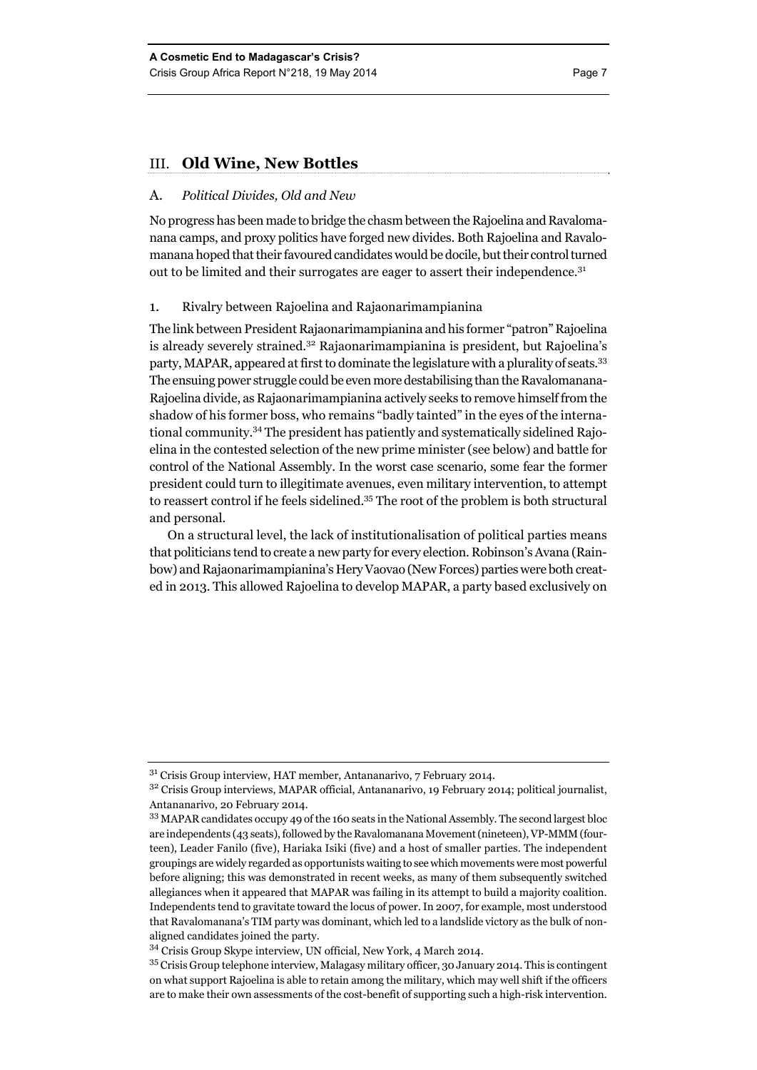## III. Old Wine, New Bottles

### A. *Political Divides, Old and New*

No progress has been made to bridge the chasm between the Rajoelina and Ravalomanana camps, and proxy politics have forged new divides. Both Rajoelina and Ravalomanana hoped that their favoured candidates would be docile, but their control turned out to be limited and their surrogates are eager to assert their independence.[31]

#### 1. Rivalry between Rajoelina and Rajaonarimampianina

The link between President Rajaonarimampianina and his former "patron" Rajoelina is already severely strained.[32] Rajaonarimampianina is president, but Rajoelina's party, MAPAR, appeared at first to dominate the legislature with a plurality of seats.[33] The ensuing power struggle could be even more destabilising than the Ravalomanana-Rajoelina divide, as Rajaonarimampianina actively seeks to remove himself from the shadow of his former boss, who remains "badly tainted" in the eyes of the international community.[34] The president has patiently and systematically sidelined Rajoelina in the contested selection of the new prime minister (see below) and battle for control of the National Assembly. In the worst case scenario, some fear the former president could turn to illegitimate avenues, even military intervention, to attempt to reassert control if he feels sidelined.[35] The root of the problem is both structural and personal.

On a structural level, the lack of institutionalisation of political parties means that politicians tend to create a new party for every election. Robinson's Avana (Rainbow) and Rajaonarimampianina's Hery Vaovao (New Forces) parties were both created in 2013. This allowed Rajoelina to develop MAPAR, a party based exclusively on

---

[31] Crisis Group interview, HAT member, Antananarivo, 7 February 2014.

[32] Crisis Group interviews, MAPAR official, Antananarivo, 19 February 2014; political journalist, Antananarivo, 20 February 2014.

[33] MAPAR candidates occupy 49 of the 160 seats in the National Assembly. The second largest bloc are independents (43 seats), followed by the Ravalomanana Movement (nineteen), VP-MMM (fourteen), Leader Fanilo (five), Hariaka Isiki (five) and a host of smaller parties. The independent groupings are widely regarded as opportunists waiting to see which movements were most powerful before aligning; this was demonstrated in recent weeks, as many of them subsequently switched allegiances when it appeared that MAPAR was failing in its attempt to build a majority coalition. Independents tend to gravitate toward the locus of power. In 2007, for example, most understood that Ravalomanana's TIM party was dominant, which led to a landslide victory as the bulk of non-aligned candidates joined the party.

[34] Crisis Group Skype interview, UN official, New York, 4 March 2014.

[35] Crisis Group telephone interview, Malagasy military officer, 30 January 2014. This is contingent on what support Rajoelina is able to retain among the military, which may well shift if the officers are to make their own assessments of the cost-benefit of supporting such a high-risk intervention.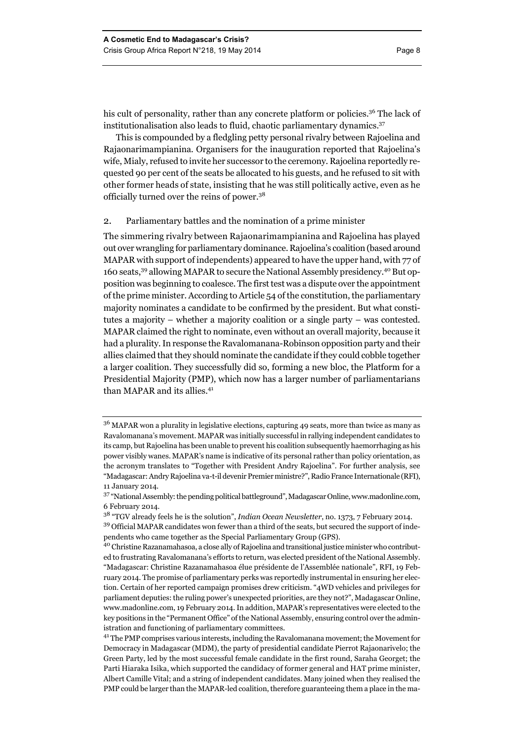his cult of personality, rather than any concrete platform or policies.[36] The lack of institutionalisation also leads to fluid, chaotic parliamentary dynamics.[37]

This is compounded by a fledgling petty personal rivalry between Rajoelina and Rajaonarimampianina. Organisers for the inauguration reported that Rajoelina's wife, Mialy, refused to invite her successor to the ceremony. Rajoelina reportedly requested 90 per cent of the seats be allocated to his guests, and he refused to sit with other former heads of state, insisting that he was still politically active, even as he officially turned over the reins of power.[38]

### 2. Parliamentary battles and the nomination of a prime minister

The simmering rivalry between Rajaonarimampianina and Rajoelina has played out over wrangling for parliamentary dominance. Rajoelina's coalition (based around MAPAR with support of independents) appeared to have the upper hand, with 77 of 160 seats,[39] allowing MAPAR to secure the National Assembly presidency.[40] But opposition was beginning to coalesce. The first test was a dispute over the appointment of the prime minister. According to Article 54 of the constitution, the parliamentary majority nominates a candidate to be confirmed by the president. But what constitutes a majority – whether a majority coalition or a single party – was contested. MAPAR claimed the right to nominate, even without an overall majority, because it had a plurality. In response the Ravalomanana-Robinson opposition party and their allies claimed that they should nominate the candidate if they could cobble together a larger coalition. They successfully did so, forming a new bloc, the Platform for a Presidential Majority (PMP), which now has a larger number of parliamentarians than MAPAR and its allies.[41]

---

[36] MAPAR won a plurality in legislative elections, capturing 49 seats, more than twice as many as Ravalomanana's movement. MAPAR was initially successful in rallying independent candidates to its camp, but Rajoelina has been unable to prevent his coalition subsequently haemorrhaging as his power visibly wanes. MAPAR's name is indicative of its personal rather than policy orientation, as the acronym translates to "Together with President Andry Rajoelina". For further analysis, see "Madagascar: Andry Rajoelina va-t-il devenir Premier ministre?", Radio France Internationale (RFI), 11 January 2014.

[37] "National Assembly: the pending political battleground", Madagascar Online, www.madonline.com, 6 February 2014.

[38] "TGV already feels he is the solution", *Indian Ocean Newsletter*, no. 1373, 7 February 2014.

[39] Official MAPAR candidates won fewer than a third of the seats, but secured the support of independents who came together as the Special Parliamentary Group (GPS).

[40] Christine Razanamahasoa, a close ally of Rajoelina and transitional justice minister who contributed to frustrating Ravalomanana's efforts to return, was elected president of the National Assembly. "Madagascar: Christine Razanamahasoa élue présidente de l'Assemblée nationale", RFI, 19 February 2014. The promise of parliamentary perks was reportedly instrumental in ensuring her election. Certain of her reported campaign promises drew criticism. "4WD vehicles and privileges for parliament deputies: the ruling power's unexpected priorities, are they not?", Madagascar Online, www.madonline.com, 19 February 2014. In addition, MAPAR's representatives were elected to the key positions in the "Permanent Office" of the National Assembly, ensuring control over the administration and functioning of parliamentary committees.

[41] The PMP comprises various interests, including the Ravalomanana movement; the Movement for Democracy in Madagascar (MDM), the party of presidential candidate Pierrot Rajaonarivelo; the Green Party, led by the most successful female candidate in the first round, Saraha Georget; the Parti Hiaraka Isika, which supported the candidacy of former general and HAT prime minister, Albert Camille Vital; and a string of independent candidates. Many joined when they realised the PMP could be larger than the MAPAR-led coalition, therefore guaranteeing them a place in the ma-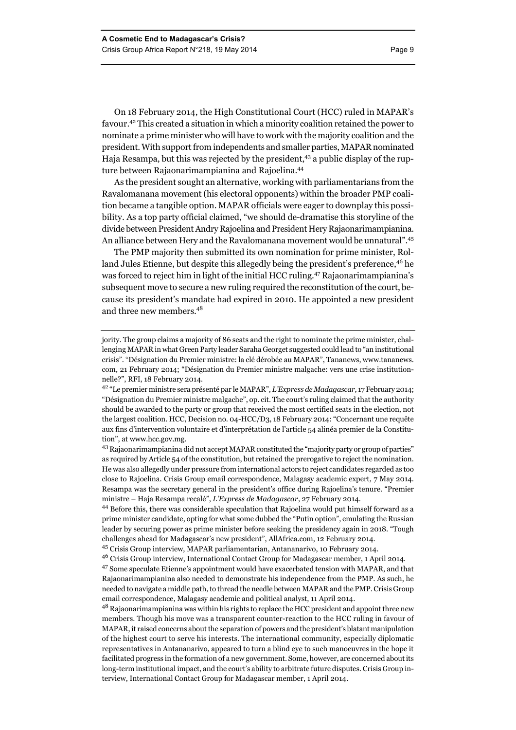On 18 February 2014, the High Constitutional Court (HCC) ruled in MAPAR's favour.[42] This created a situation in which a minority coalition retained the power to nominate a prime minister who will have to work with the majority coalition and the president. With support from independents and smaller parties, MAPAR nominated Haja Resampa, but this was rejected by the president,[43] a public display of the rupture between Rajaonarimampianina and Rajoelina.[44]

As the president sought an alternative, working with parliamentarians from the Ravalomanana movement (his electoral opponents) within the broader PMP coalition became a tangible option. MAPAR officials were eager to downplay this possibility. As a top party official claimed, "we should de-dramatise this storyline of the divide between President Andry Rajoelina and President Hery Rajaonarimampianina. An alliance between Hery and the Ravalomanana movement would be unnatural".[45]

The PMP majority then submitted its own nomination for prime minister, Rolland Jules Etienne, but despite this allegedly being the president's preference,[46] he was forced to reject him in light of the initial HCC ruling.[47] Rajaonarimampianina's subsequent move to secure a new ruling required the reconstitution of the court, because its president's mandate had expired in 2010. He appointed a new president and three new members.[48]

---

jority. The group claims a majority of 86 seats and the right to nominate the prime minister, challenging MAPAR in what Green Party leader Saraha Georget suggested could lead to "an institutional crisis". "Désignation du Premier ministre: la clé dérobée au MAPAR", Tananews, www.tananews.com, 21 February 2014; "Désignation du Premier ministre malgache: vers une crise institutionnelle?", RFI, 18 February 2014.

[42] "Le premier ministre sera présenté par le MAPAR", *L'Express de Madagascar*, 17 February 2014; "Désignation du Premier ministre malgache", op. cit. The court's ruling claimed that the authority should be awarded to the party or group that received the most certified seats in the election, not the largest coalition. HCC, Decision no. 04-HCC/D3, 18 February 2014: "Concernant une requête aux fins d'intervention volontaire et d'interprétation de l'article 54 alinéa premier de la Constitution", at www.hcc.gov.mg.

[43] Rajaonarimampianina did not accept MAPAR constituted the "majority party or group of parties" as required by Article 54 of the constitution, but retained the prerogative to reject the nomination. He was also allegedly under pressure from international actors to reject candidates regarded as too close to Rajoelina. Crisis Group email correspondence, Malagasy academic expert, 7 May 2014. Resampa was the secretary general in the president's office during Rajoelina's tenure. "Premier ministre – Haja Resampa recalé", *L'Express de Madagascar*, 27 February 2014.

[44] Before this, there was considerable speculation that Rajoelina would put himself forward as a prime minister candidate, opting for what some dubbed the "Putin option", emulating the Russian leader by securing power as prime minister before seeking the presidency again in 2018. "Tough challenges ahead for Madagascar's new president", AllAfrica.com, 12 February 2014.

[45] Crisis Group interview, MAPAR parliamentarian, Antananarivo, 10 February 2014.

[46] Crisis Group interview, International Contact Group for Madagascar member, 1 April 2014.

[47] Some speculate Etienne's appointment would have exacerbated tension with MAPAR, and that Rajaonarimampianina also needed to demonstrate his independence from the PMP. As such, he needed to navigate a middle path, to thread the needle between MAPAR and the PMP. Crisis Group email correspondence, Malagasy academic and political analyst, 11 April 2014.

[48] Rajaonarimampianina was within his rights to replace the HCC president and appoint three new members. Though his move was a transparent counter-reaction to the HCC ruling in favour of MAPAR, it raised concerns about the separation of powers and the president's blatant manipulation of the highest court to serve his interests. The international community, especially diplomatic representatives in Antananarivo, appeared to turn a blind eye to such manoeuvres in the hope it facilitated progress in the formation of a new government. Some, however, are concerned about its long-term institutional impact, and the court's ability to arbitrate future disputes. Crisis Group interview, International Contact Group for Madagascar member, 1 April 2014.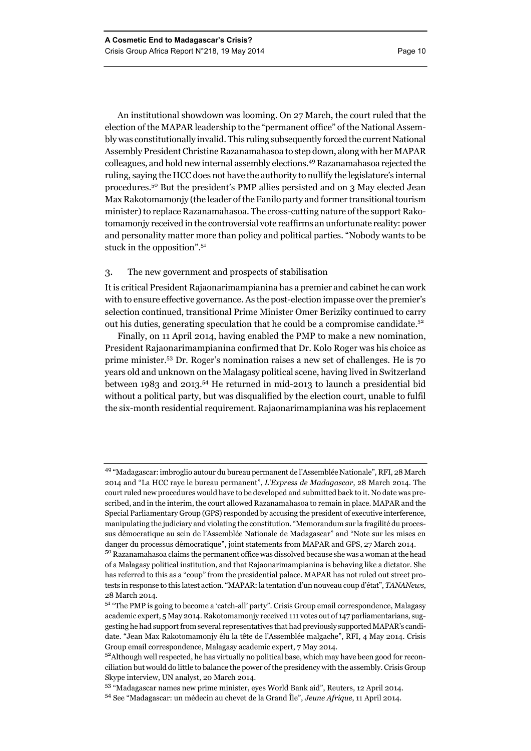An institutional showdown was looming. On 27 March, the court ruled that the election of the MAPAR leadership to the "permanent office" of the National Assembly was constitutionally invalid. This ruling subsequently forced the current National Assembly President Christine Razanamahasoa to step down, along with her MAPAR colleagues, and hold new internal assembly elections.[49] Razanamahasoa rejected the ruling, saying the HCC does not have the authority to nullify the legislature's internal procedures.[50] But the president's PMP allies persisted and on 3 May elected Jean Max Rakotomamonjy (the leader of the Fanilo party and former transitional tourism minister) to replace Razanamahasoa. The cross-cutting nature of the support Rakotomamonjy received in the controversial vote reaffirms an unfortunate reality: power and personality matter more than policy and political parties. "Nobody wants to be stuck in the opposition".[51]

### 3. The new government and prospects of stabilisation

It is critical President Rajaonarimampianina has a premier and cabinet he can work with to ensure effective governance. As the post-election impasse over the premier's selection continued, transitional Prime Minister Omer Beriziky continued to carry out his duties, generating speculation that he could be a compromise candidate.[52]

Finally, on 11 April 2014, having enabled the PMP to make a new nomination, President Rajaonarimampianina confirmed that Dr. Kolo Roger was his choice as prime minister.[53] Dr. Roger's nomination raises a new set of challenges. He is 70 years old and unknown on the Malagasy political scene, having lived in Switzerland between 1983 and 2013.[54] He returned in mid-2013 to launch a presidential bid without a political party, but was disqualified by the election court, unable to fulfil the six-month residential requirement. Rajaonarimampianina was his replacement

---

[49] "Madagascar: imbroglio autour du bureau permanent de l'Assemblée Nationale", RFI, 28 March 2014 and "La HCC raye le bureau permanent", *L'Express de Madagascar*, 28 March 2014. The court ruled new procedures would have to be developed and submitted back to it. No date was prescribed, and in the interim, the court allowed Razanamahasoa to remain in place. MAPAR and the Special Parliamentary Group (GPS) responded by accusing the president of executive interference, manipulating the judiciary and violating the constitution. "Memorandum sur la fragilité du processus démocratique au sein de l'Assemblée Nationale de Madagascar" and "Note sur les mises en danger du processus démocratique", joint statements from MAPAR and GPS, 27 March 2014.

[50] Razanamahasoa claims the permanent office was dissolved because she was a woman at the head of a Malagasy political institution, and that Rajaonarimampianina is behaving like a dictator. She has referred to this as a "coup" from the presidential palace. MAPAR has not ruled out street protests in response to this latest action. "MAPAR: la tentation d'un nouveau coup d'état", *TANANews*, 28 March 2014.

[51] "The PMP is going to become a 'catch-all' party". Crisis Group email correspondence, Malagasy academic expert, 5 May 2014. Rakotomamonjy received 111 votes out of 147 parliamentarians, suggesting he had support from several representatives that had previously supported MAPAR's candidate. "Jean Max Rakotomamonjy élu la tête de l'Assemblée malgache", RFI, 4 May 2014. Crisis Group email correspondence, Malagasy academic expert, 7 May 2014.

[52] Although well respected, he has virtually no political base, which may have been good for reconciliation but would do little to balance the power of the presidency with the assembly. Crisis Group Skype interview, UN analyst, 20 March 2014.

[53] "Madagascar names new prime minister, eyes World Bank aid", Reuters, 12 April 2014.

[54] See "Madagascar: un médecin au chevet de la Grand Île", *Jeune Afrique*, 11 April 2014.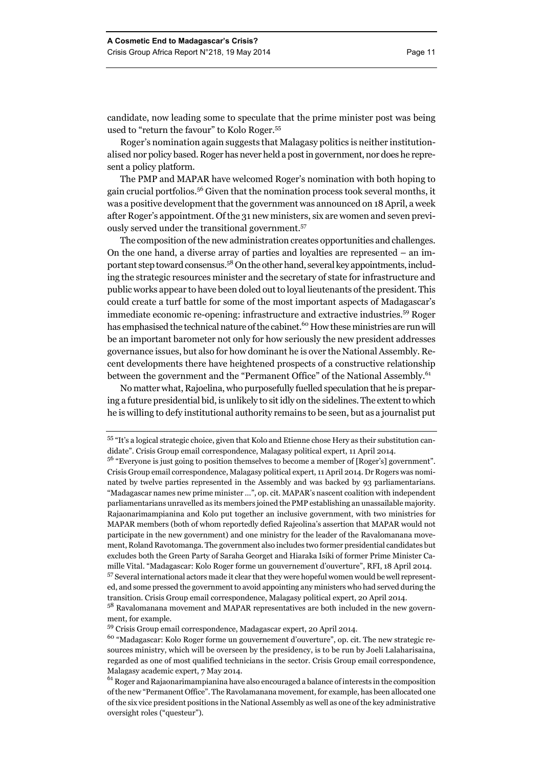candidate, now leading some to speculate that the prime minister post was being used to "return the favour" to Kolo Roger.[55]

Roger's nomination again suggests that Malagasy politics is neither institutionalised nor policy based. Roger has never held a post in government, nor does he represent a policy platform.

The PMP and MAPAR have welcomed Roger's nomination with both hoping to gain crucial portfolios.[56] Given that the nomination process took several months, it was a positive development that the government was announced on 18 April, a week after Roger's appointment. Of the 31 new ministers, six are women and seven previously served under the transitional government.[57]

The composition of the new administration creates opportunities and challenges. On the one hand, a diverse array of parties and loyalties are represented – an important step toward consensus.[58] On the other hand, several key appointments, including the strategic resources minister and the secretary of state for infrastructure and public works appear to have been doled out to loyal lieutenants of the president. This could create a turf battle for some of the most important aspects of Madagascar's immediate economic re-opening: infrastructure and extractive industries.[59] Roger has emphasised the technical nature of the cabinet.[60] How these ministries are run will be an important barometer not only for how seriously the new president addresses governance issues, but also for how dominant he is over the National Assembly. Recent developments there have heightened prospects of a constructive relationship between the government and the "Permanent Office" of the National Assembly.[61]

No matter what, Rajoelina, who purposefully fuelled speculation that he is preparing a future presidential bid, is unlikely to sit idly on the sidelines. The extent to which he is willing to defy institutional authority remains to be seen, but as a journalist put

---

[55] "It's a logical strategic choice, given that Kolo and Etienne chose Hery as their substitution candidate". Crisis Group email correspondence, Malagasy political expert, 11 April 2014.

[56] "Everyone is just going to position themselves to become a member of [Roger's] government". Crisis Group email correspondence, Malagasy political expert, 11 April 2014. Dr Rogers was nominated by twelve parties represented in the Assembly and was backed by 93 parliamentarians. "Madagascar names new prime minister …", op. cit. MAPAR's nascent coalition with independent parliamentarians unravelled as its members joined the PMP establishing an unassailable majority. Rajaonarimampianina and Kolo put together an inclusive government, with two ministries for MAPAR members (both of whom reportedly defied Rajeolina's assertion that MAPAR would not participate in the new government) and one ministry for the leader of the Ravalomanana movement, Roland Ravotomanga. The government also includes two former presidential candidates but excludes both the Green Party of Saraha Georget and Hiaraka Isiki of former Prime Minister Camille Vital. "Madagascar: Kolo Roger forme un gouvernement d'ouverture", RFI, 18 April 2014.

[57] Several international actors made it clear that they were hopeful women would be well represented, and some pressed the government to avoid appointing any ministers who had served during the transition. Crisis Group email correspondence, Malagasy political expert, 20 April 2014.

[58] Ravalomanana movement and MAPAR representatives are both included in the new government, for example.

[59] Crisis Group email correspondence, Madagascar expert, 20 April 2014.

[60] "Madagascar: Kolo Roger forme un gouvernement d'ouverture", op. cit. The new strategic resources ministry, which will be overseen by the presidency, is to be run by Joeli Lalaharisaina, regarded as one of most qualified technicians in the sector. Crisis Group email correspondence, Malagasy academic expert, 7 May 2014.

[61] Roger and Rajaonarimampianina have also encouraged a balance of interests in the composition of the new "Permanent Office". The Ravolamanana movement, for example, has been allocated one of the six vice president positions in the National Assembly as well as one of the key administrative oversight roles ("questeur").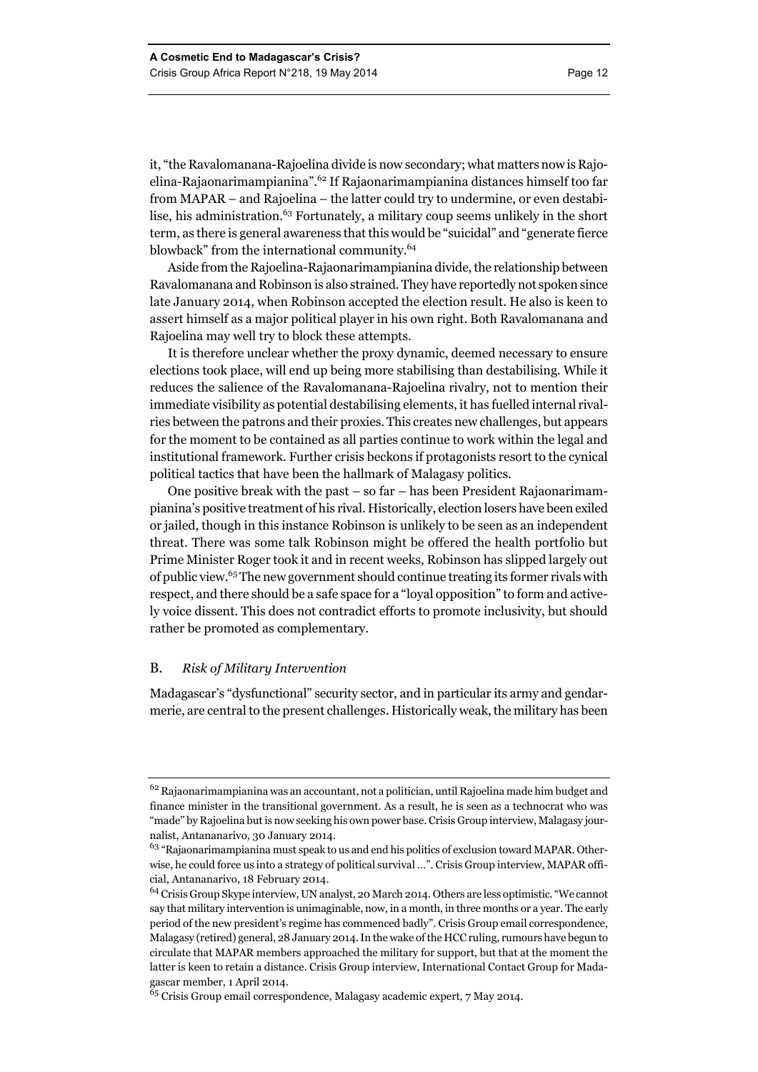it, "the Ravalomanana-Rajoelina divide is now secondary; what matters now is Rajoelina-Rajaonarimampianina".[62] If Rajaonarimampianina distances himself too far from MAPAR – and Rajoelina – the latter could try to undermine, or even destabilise, his administration.[63] Fortunately, a military coup seems unlikely in the short term, as there is general awareness that this would be "suicidal" and "generate fierce blowback" from the international community.[64]

Aside from the Rajoelina-Rajaonarimampianina divide, the relationship between Ravalomanana and Robinson is also strained. They have reportedly not spoken since late January 2014, when Robinson accepted the election result. He also is keen to assert himself as a major political player in his own right. Both Ravalomanana and Rajoelina may well try to block these attempts.

It is therefore unclear whether the proxy dynamic, deemed necessary to ensure elections took place, will end up being more stabilising than destabilising. While it reduces the salience of the Ravalomanana-Rajoelina rivalry, not to mention their immediate visibility as potential destabilising elements, it has fuelled internal rivalries between the patrons and their proxies. This creates new challenges, but appears for the moment to be contained as all parties continue to work within the legal and institutional framework. Further crisis beckons if protagonists resort to the cynical political tactics that have been the hallmark of Malagasy politics.

One positive break with the past – so far – has been President Rajaonarimampianina's positive treatment of his rival. Historically, election losers have been exiled or jailed, though in this instance Robinson is unlikely to be seen as an independent threat. There was some talk Robinson might be offered the health portfolio but Prime Minister Roger took it and in recent weeks, Robinson has slipped largely out of public view.[65] The new government should continue treating its former rivals with respect, and there should be a safe space for a "loyal opposition" to form and actively voice dissent. This does not contradict efforts to promote inclusivity, but should rather be promoted as complementary.

### B. *Risk of Military Intervention*

Madagascar's "dysfunctional" security sector, and in particular its army and gendarmerie, are central to the present challenges. Historically weak, the military has been

---

[62] Rajaonarimampianina was an accountant, not a politician, until Rajoelina made him budget and finance minister in the transitional government. As a result, he is seen as a technocrat who was "made" by Rajoelina but is now seeking his own power base. Crisis Group interview, Malagasy journalist, Antananarivo, 30 January 2014.

[63] "Rajaonarimampianina must speak to us and end his politics of exclusion toward MAPAR. Otherwise, he could force us into a strategy of political survival …". Crisis Group interview, MAPAR official, Antananarivo, 18 February 2014.

[64] Crisis Group Skype interview, UN analyst, 20 March 2014. Others are less optimistic. "We cannot say that military intervention is unimaginable, now, in a month, in three months or a year. The early period of the new president's regime has commenced badly". Crisis Group email correspondence, Malagasy (retired) general, 28 January 2014. In the wake of the HCC ruling, rumours have begun to circulate that MAPAR members approached the military for support, but that at the moment the latter is keen to retain a distance. Crisis Group interview, International Contact Group for Madagascar member, 1 April 2014.

[65] Crisis Group email correspondence, Malagasy academic expert, 7 May 2014.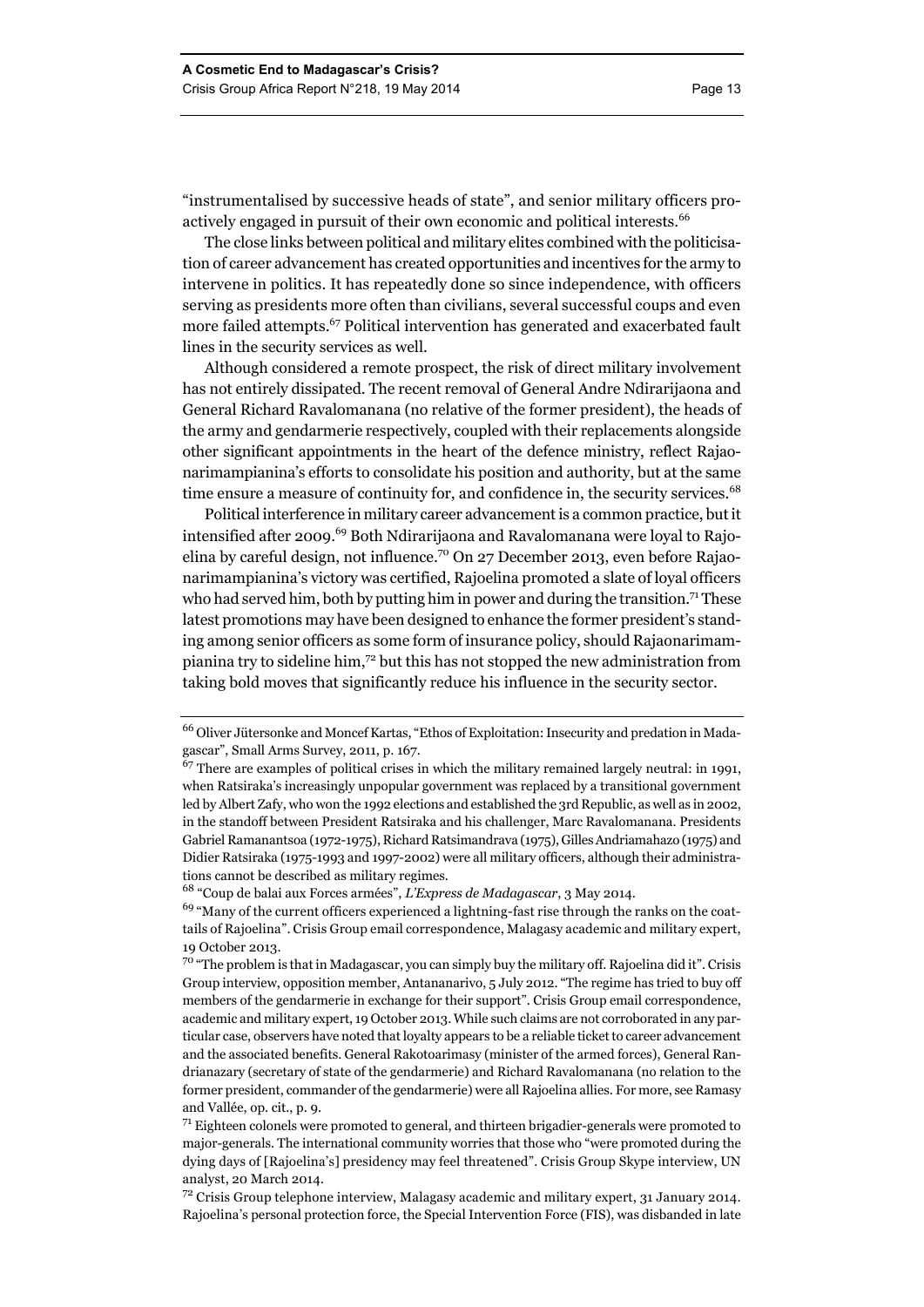"instrumentalised by successive heads of state", and senior military officers proactively engaged in pursuit of their own economic and political interests.[66]

The close links between political and military elites combined with the politicisation of career advancement has created opportunities and incentives for the army to intervene in politics. It has repeatedly done so since independence, with officers serving as presidents more often than civilians, several successful coups and even more failed attempts.[67] Political intervention has generated and exacerbated fault lines in the security services as well.

Although considered a remote prospect, the risk of direct military involvement has not entirely dissipated. The recent removal of General Andre Ndirarijaona and General Richard Ravalomanana (no relative of the former president), the heads of the army and gendarmerie respectively, coupled with their replacements alongside other significant appointments in the heart of the defence ministry, reflect Rajaonarimampianina's efforts to consolidate his position and authority, but at the same time ensure a measure of continuity for, and confidence in, the security services.[68]

Political interference in military career advancement is a common practice, but it intensified after 2009.[69] Both Ndirarijaona and Ravalomanana were loyal to Rajoelina by careful design, not influence.[70] On 27 December 2013, even before Rajaonarimampianina's victory was certified, Rajoelina promoted a slate of loyal officers who had served him, both by putting him in power and during the transition.[71] These latest promotions may have been designed to enhance the former president's standing among senior officers as some form of insurance policy, should Rajaonarimampianina try to sideline him,[72] but this has not stopped the new administration from taking bold moves that significantly reduce his influence in the security sector.

---

[66] Oliver Jütersonke and Moncef Kartas, "Ethos of Exploitation: Insecurity and predation in Madagascar", Small Arms Survey, 2011, p. 167.

[67] There are examples of political crises in which the military remained largely neutral: in 1991, when Ratsiraka's increasingly unpopular government was replaced by a transitional government led by Albert Zafy, who won the 1992 elections and established the 3rd Republic, as well as in 2002, in the standoff between President Ratsiraka and his challenger, Marc Ravalomanana. Presidents Gabriel Ramanantsoa (1972-1975), Richard Ratsimandrava (1975), Gilles Andriamahazo (1975) and Didier Ratsiraka (1975-1993 and 1997-2002) were all military officers, although their administrations cannot be described as military regimes.

[68] "Coup de balai aux Forces armées", *L'Express de Madagascar*, 3 May 2014.

[69] "Many of the current officers experienced a lightning-fast rise through the ranks on the coattails of Rajoelina". Crisis Group email correspondence, Malagasy academic and military expert, 19 October 2013.

[70] "The problem is that in Madagascar, you can simply buy the military off. Rajoelina did it". Crisis Group interview, opposition member, Antananarivo, 5 July 2012. "The regime has tried to buy off members of the gendarmerie in exchange for their support". Crisis Group email correspondence, academic and military expert, 19 October 2013. While such claims are not corroborated in any particular case, observers have noted that loyalty appears to be a reliable ticket to career advancement and the associated benefits. General Rakotoarimasy (minister of the armed forces), General Randrianazary (secretary of state of the gendarmerie) and Richard Ravalomanana (no relation to the former president, commander of the gendarmerie) were all Rajoelina allies. For more, see Ramasy and Vallée, op. cit., p. 9.

[71] Eighteen colonels were promoted to general, and thirteen brigadier-generals were promoted to major-generals. The international community worries that those who "were promoted during the dying days of [Rajoelina's] presidency may feel threatened". Crisis Group Skype interview, UN analyst, 20 March 2014.

[72] Crisis Group telephone interview, Malagasy academic and military expert, 31 January 2014. Rajoelina's personal protection force, the Special Intervention Force (FIS), was disbanded in late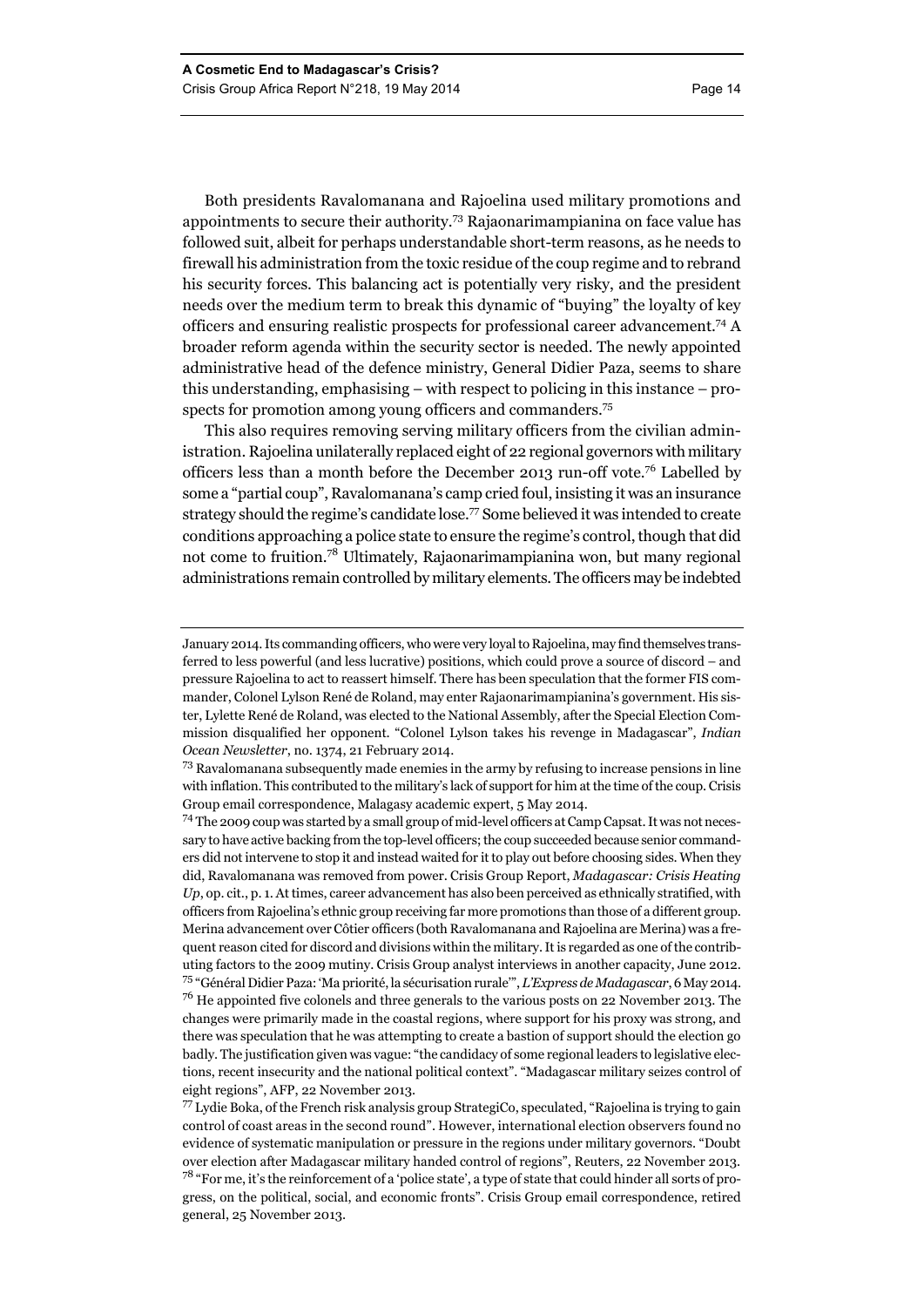Both presidents Ravalomanana and Rajoelina used military promotions and appointments to secure their authority.[73] Rajaonarimampianina on face value has followed suit, albeit for perhaps understandable short-term reasons, as he needs to firewall his administration from the toxic residue of the coup regime and to rebrand his security forces. This balancing act is potentially very risky, and the president needs over the medium term to break this dynamic of "buying" the loyalty of key officers and ensuring realistic prospects for professional career advancement.[74] A broader reform agenda within the security sector is needed. The newly appointed administrative head of the defence ministry, General Didier Paza, seems to share this understanding, emphasising – with respect to policing in this instance – prospects for promotion among young officers and commanders.[75]

This also requires removing serving military officers from the civilian administration. Rajoelina unilaterally replaced eight of 22 regional governors with military officers less than a month before the December 2013 run-off vote.[76] Labelled by some a "partial coup", Ravalomanana's camp cried foul, insisting it was an insurance strategy should the regime's candidate lose.[77] Some believed it was intended to create conditions approaching a police state to ensure the regime's control, though that did not come to fruition.[78] Ultimately, Rajaonarimampianina won, but many regional administrations remain controlled by military elements. The officers may be indebted

---

January 2014. Its commanding officers, who were very loyal to Rajoelina, may find themselves transferred to less powerful (and less lucrative) positions, which could prove a source of discord – and pressure Rajoelina to act to reassert himself. There has been speculation that the former FIS commander, Colonel Lylson René de Roland, may enter Rajaonarimampianina's government. His sister, Lylette René de Roland, was elected to the National Assembly, after the Special Election Commission disqualified her opponent. "Colonel Lylson takes his revenge in Madagascar", *Indian Ocean Newsletter*, no. 1374, 21 February 2014.

[73] Ravalomanana subsequently made enemies in the army by refusing to increase pensions in line with inflation. This contributed to the military's lack of support for him at the time of the coup. Crisis Group email correspondence, Malagasy academic expert, 5 May 2014.

[74] The 2009 coup was started by a small group of mid-level officers at Camp Capsat. It was not necessary to have active backing from the top-level officers; the coup succeeded because senior commanders did not intervene to stop it and instead waited for it to play out before choosing sides. When they did, Ravalomanana was removed from power. Crisis Group Report, *Madagascar: Crisis Heating Up*, op. cit., p. 1. At times, career advancement has also been perceived as ethnically stratified, with officers from Rajoelina's ethnic group receiving far more promotions than those of a different group. Merina advancement over Côtier officers (both Ravalomanana and Rajoelina are Merina) was a frequent reason cited for discord and divisions within the military. It is regarded as one of the contributing factors to the 2009 mutiny. Crisis Group analyst interviews in another capacity, June 2012.

[75] "Général Didier Paza: 'Ma priorité, la sécurisation rurale'", *L'Express de Madagascar*, 6 May 2014.

[76] He appointed five colonels and three generals to the various posts on 22 November 2013. The changes were primarily made in the coastal regions, where support for his proxy was strong, and there was speculation that he was attempting to create a bastion of support should the election go badly. The justification given was vague: "the candidacy of some regional leaders to legislative elections, recent insecurity and the national political context". "Madagascar military seizes control of eight regions", AFP, 22 November 2013.

[77] Lydie Boka, of the French risk analysis group StrategiCo, speculated, "Rajoelina is trying to gain control of coast areas in the second round". However, international election observers found no evidence of systematic manipulation or pressure in the regions under military governors. "Doubt over election after Madagascar military handed control of regions", Reuters, 22 November 2013.

[78] "For me, it's the reinforcement of a 'police state', a type of state that could hinder all sorts of progress, on the political, social, and economic fronts". Crisis Group email correspondence, retired general, 25 November 2013.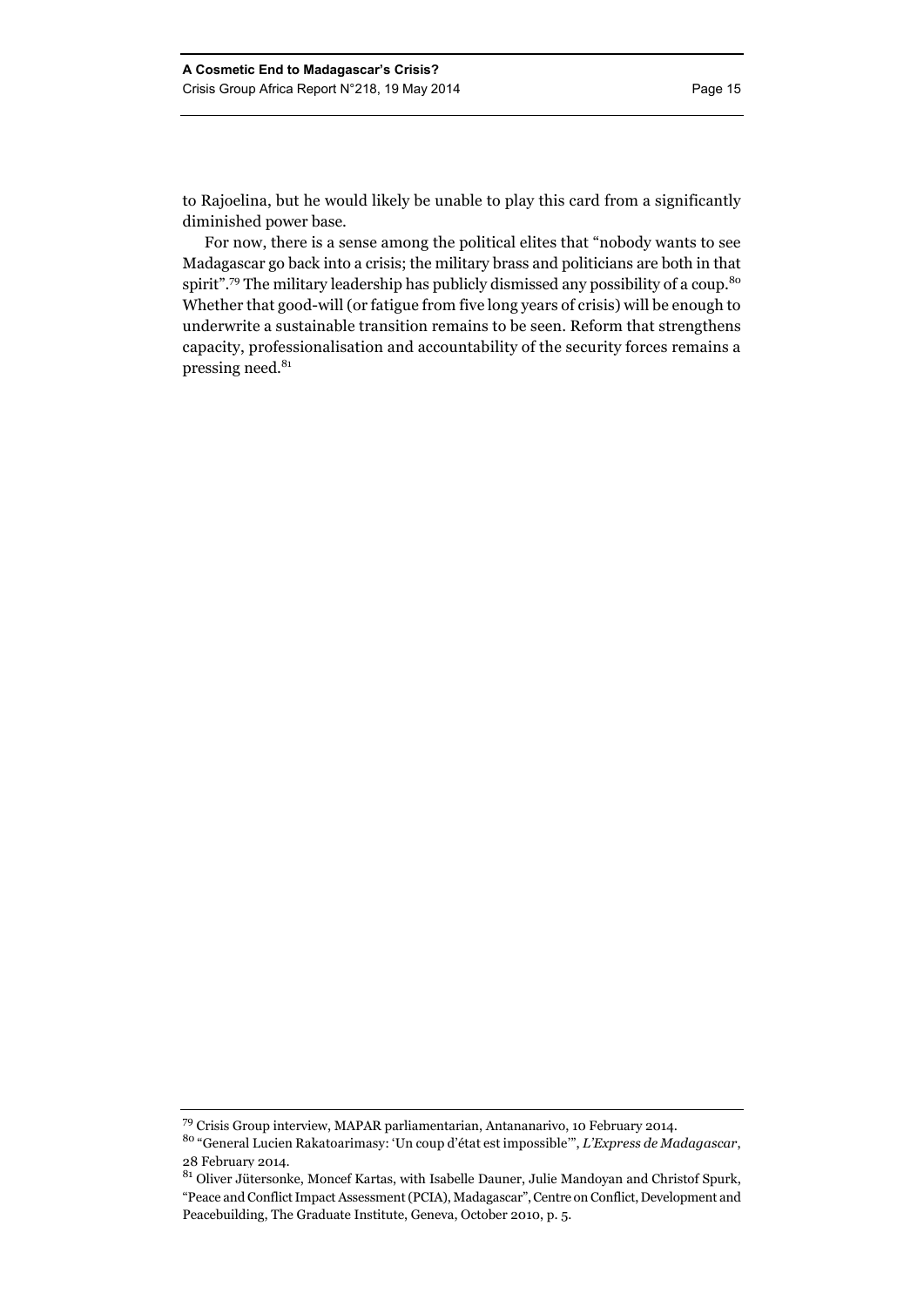to Rajoelina, but he would likely be unable to play this card from a significantly diminished power base.

For now, there is a sense among the political elites that "nobody wants to see Madagascar go back into a crisis; the military brass and politicians are both in that spirit".[79] The military leadership has publicly dismissed any possibility of a coup.[80] Whether that good-will (or fatigue from five long years of crisis) will be enough to underwrite a sustainable transition remains to be seen. Reform that strengthens capacity, professionalisation and accountability of the security forces remains a pressing need.[81]

---

[79] Crisis Group interview, MAPAR parliamentarian, Antananarivo, 10 February 2014.

[80] "General Lucien Rakatoarimasy: 'Un coup d'état est impossible'", *L'Express de Madagascar*, 28 February 2014.

[81] Oliver Jütersonke, Moncef Kartas, with Isabelle Dauner, Julie Mandoyan and Christof Spurk, "Peace and Conflict Impact Assessment (PCIA), Madagascar", Centre on Conflict, Development and Peacebuilding, The Graduate Institute, Geneva, October 2010, p. 5.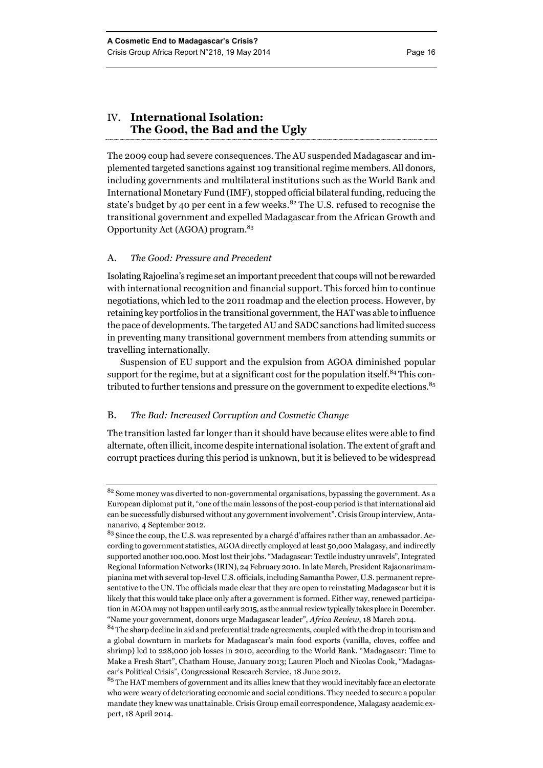## IV. International Isolation: The Good, the Bad and the Ugly

The 2009 coup had severe consequences. The AU suspended Madagascar and implemented targeted sanctions against 109 transitional regime members. All donors, including governments and multilateral institutions such as the World Bank and International Monetary Fund (IMF), stopped official bilateral funding, reducing the state's budget by 40 per cent in a few weeks.[82] The U.S. refused to recognise the transitional government and expelled Madagascar from the African Growth and Opportunity Act (AGOA) program.[83]

### A. *The Good: Pressure and Precedent*

Isolating Rajoelina's regime set an important precedent that coups will not be rewarded with international recognition and financial support. This forced him to continue negotiations, which led to the 2011 roadmap and the election process. However, by retaining key portfolios in the transitional government, the HAT was able to influence the pace of developments. The targeted AU and SADC sanctions had limited success in preventing many transitional government members from attending summits or travelling internationally.

Suspension of EU support and the expulsion from AGOA diminished popular support for the regime, but at a significant cost for the population itself.[84] This contributed to further tensions and pressure on the government to expedite elections.[85]

### B. *The Bad: Increased Corruption and Cosmetic Change*

The transition lasted far longer than it should have because elites were able to find alternate, often illicit, income despite international isolation. The extent of graft and corrupt practices during this period is unknown, but it is believed to be widespread

---

[82] Some money was diverted to non-governmental organisations, bypassing the government. As a European diplomat put it, "one of the main lessons of the post-coup period is that international aid can be successfully disbursed without any government involvement". Crisis Group interview, Antananarivo, 4 September 2012.

[83] Since the coup, the U.S. was represented by a chargé d'affaires rather than an ambassador. According to government statistics, AGOA directly employed at least 50,000 Malagasy, and indirectly supported another 100,000. Most lost their jobs. "Madagascar: Textile industry unravels", Integrated Regional Information Networks (IRIN), 24 February 2010. In late March, President Rajaonarimampianina met with several top-level U.S. officials, including Samantha Power, U.S. permanent representative to the UN. The officials made clear that they are open to reinstating Madagascar but it is likely that this would take place only after a government is formed. Either way, renewed participation in AGOA may not happen until early 2015, as the annual review typically takes place in December. "Name your government, donors urge Madagascar leader", *Africa Review*, 18 March 2014.

[84] The sharp decline in aid and preferential trade agreements, coupled with the drop in tourism and a global downturn in markets for Madagascar's main food exports (vanilla, cloves, coffee and shrimp) led to 228,000 job losses in 2010, according to the World Bank. "Madagascar: Time to Make a Fresh Start", Chatham House, January 2013; Lauren Ploch and Nicolas Cook, "Madagascar's Political Crisis", Congressional Research Service, 18 June 2012.

[85] The HAT members of government and its allies knew that they would inevitably face an electorate who were weary of deteriorating economic and social conditions. They needed to secure a popular mandate they knew was unattainable. Crisis Group email correspondence, Malagasy academic expert, 18 April 2014.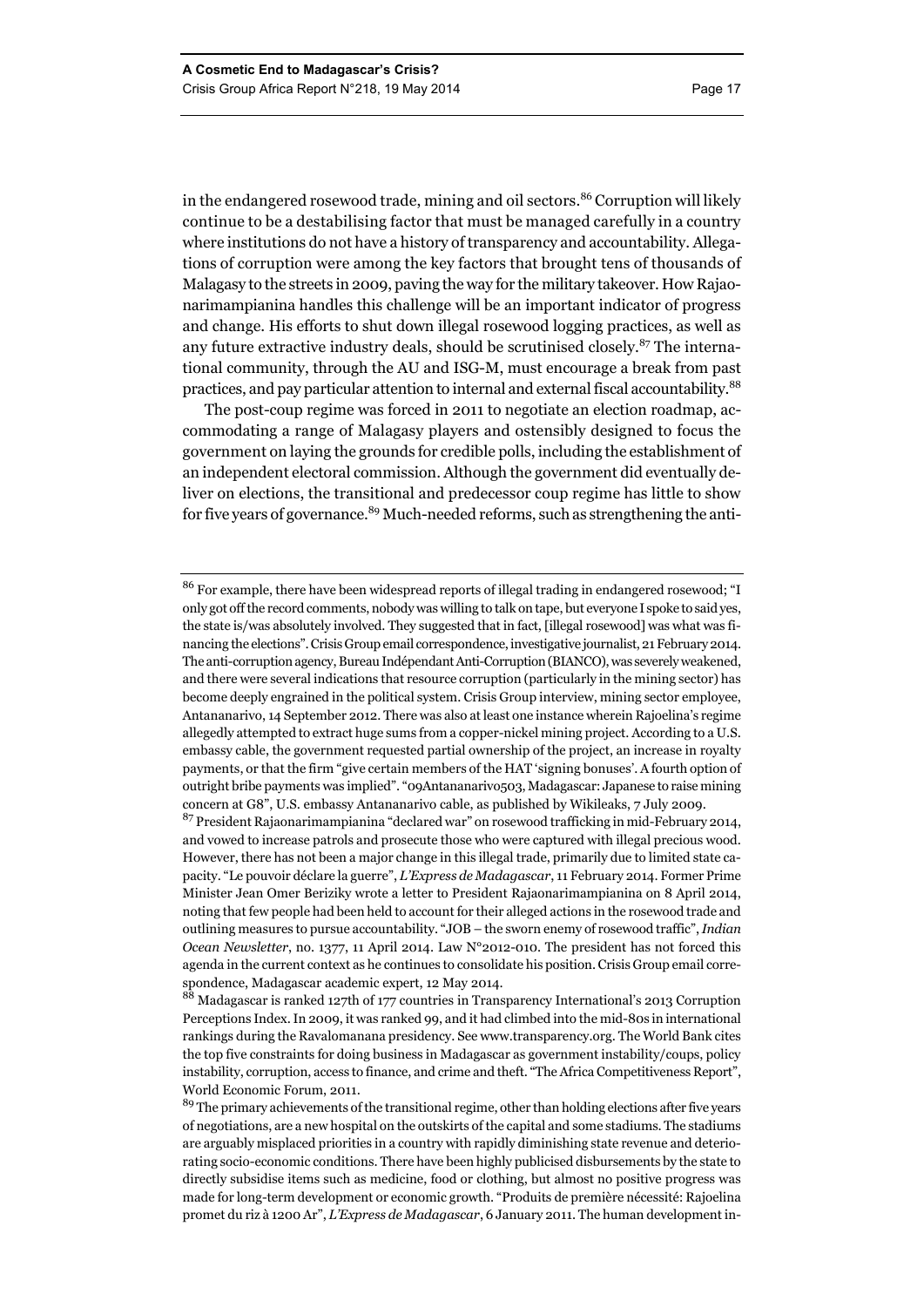in the endangered rosewood trade, mining and oil sectors.[86] Corruption will likely continue to be a destabilising factor that must be managed carefully in a country where institutions do not have a history of transparency and accountability. Allegations of corruption were among the key factors that brought tens of thousands of Malagasy to the streets in 2009, paving the way for the military takeover. How Rajaonarimampianina handles this challenge will be an important indicator of progress and change. His efforts to shut down illegal rosewood logging practices, as well as any future extractive industry deals, should be scrutinised closely.[87] The international community, through the AU and ISG-M, must encourage a break from past practices, and pay particular attention to internal and external fiscal accountability.[88]

The post-coup regime was forced in 2011 to negotiate an election roadmap, accommodating a range of Malagasy players and ostensibly designed to focus the government on laying the grounds for credible polls, including the establishment of an independent electoral commission. Although the government did eventually deliver on elections, the transitional and predecessor coup regime has little to show for five years of governance.[89] Much-needed reforms, such as strengthening the anti-

---

[86] For example, there have been widespread reports of illegal trading in endangered rosewood; "I only got off the record comments, nobody was willing to talk on tape, but everyone I spoke to said yes, the state is/was absolutely involved. They suggested that in fact, [illegal rosewood] was what was financing the elections". Crisis Group email correspondence, investigative journalist, 21 February 2014. The anti-corruption agency, Bureau Indépendant Anti-Corruption (BIANCO), was severely weakened, and there were several indications that resource corruption (particularly in the mining sector) has become deeply engrained in the political system. Crisis Group interview, mining sector employee, Antananarivo, 14 September 2012. There was also at least one instance wherein Rajoelina's regime allegedly attempted to extract huge sums from a copper-nickel mining project. According to a U.S. embassy cable, the government requested partial ownership of the project, an increase in royalty payments, or that the firm "give certain members of the HAT 'signing bonuses'. A fourth option of outright bribe payments was implied". "09Antananarivo503, Madagascar: Japanese to raise mining concern at G8", U.S. embassy Antananarivo cable, as published by Wikileaks, 7 July 2009.

[87] President Rajaonarimampianina "declared war" on rosewood trafficking in mid-February 2014, and vowed to increase patrols and prosecute those who were captured with illegal precious wood. However, there has not been a major change in this illegal trade, primarily due to limited state capacity. "Le pouvoir déclare la guerre", *L'Express de Madagascar*, 11 February 2014. Former Prime Minister Jean Omer Beriziky wrote a letter to President Rajaonarimampianina on 8 April 2014, noting that few people had been held to account for their alleged actions in the rosewood trade and outlining measures to pursue accountability. "JOB – the sworn enemy of rosewood traffic", *Indian Ocean Newsletter*, no. 1377, 11 April 2014. Law N°2012-010. The president has not forced this agenda in the current context as he continues to consolidate his position. Crisis Group email correspondence, Madagascar academic expert, 12 May 2014.

[88] Madagascar is ranked 127th of 177 countries in Transparency International's 2013 Corruption Perceptions Index. In 2009, it was ranked 99, and it had climbed into the mid-80s in international rankings during the Ravalomanana presidency. See www.transparency.org. The World Bank cites the top five constraints for doing business in Madagascar as government instability/coups, policy instability, corruption, access to finance, and crime and theft. "The Africa Competitiveness Report", World Economic Forum, 2011.

[89] The primary achievements of the transitional regime, other than holding elections after five years of negotiations, are a new hospital on the outskirts of the capital and some stadiums. The stadiums are arguably misplaced priorities in a country with rapidly diminishing state revenue and deteriorating socio-economic conditions. There have been highly publicised disbursements by the state to directly subsidise items such as medicine, food or clothing, but almost no positive progress was made for long-term development or economic growth. "Produits de première nécessité: Rajoelina promet du riz à 1200 Ar", *L'Express de Madagascar*, 6 January 2011. The human development in-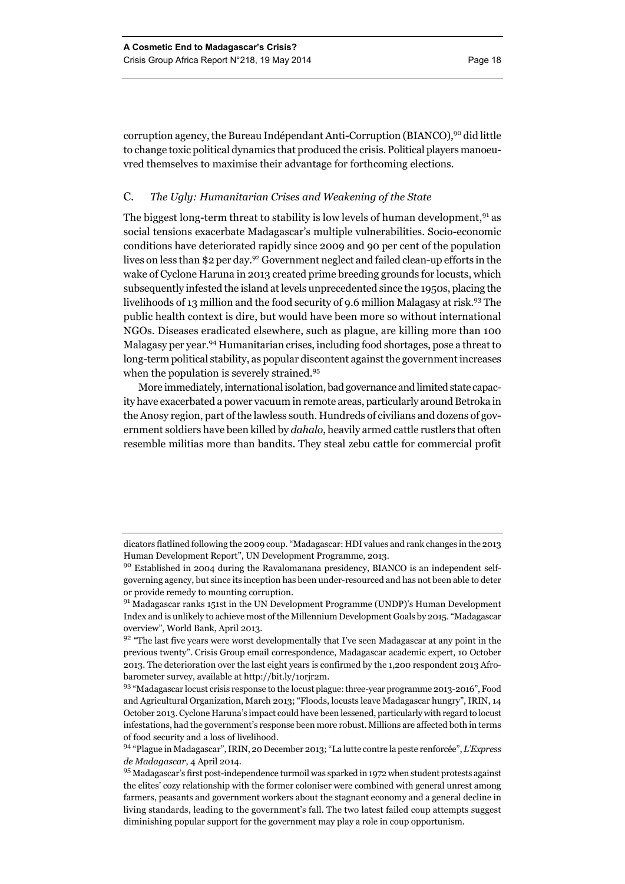corruption agency, the Bureau Indépendant Anti-Corruption (BIANCO),[90] did little to change toxic political dynamics that produced the crisis. Political players manoeuvred themselves to maximise their advantage for forthcoming elections.

### C. *The Ugly: Humanitarian Crises and Weakening of the State*

The biggest long-term threat to stability is low levels of human development,[91] as social tensions exacerbate Madagascar's multiple vulnerabilities. Socio-economic conditions have deteriorated rapidly since 2009 and 90 per cent of the population lives on less than $2 per day.[92] Government neglect and failed clean-up efforts in the wake of Cyclone Haruna in 2013 created prime breeding grounds for locusts, which subsequently infested the island at levels unprecedented since the 1950s, placing the livelihoods of 13 million and the food security of 9.6 million Malagasy at risk.[93] The public health context is dire, but would have been more so without international NGOs. Diseases eradicated elsewhere, such as plague, are killing more than 100 Malagasy per year.[94] Humanitarian crises, including food shortages, pose a threat to long-term political stability, as popular discontent against the government increases when the population is severely strained.[95]

More immediately, international isolation, bad governance and limited state capacity have exacerbated a power vacuum in remote areas, particularly around Betroka in the Anosy region, part of the lawless south. Hundreds of civilians and dozens of government soldiers have been killed by *dahalo*, heavily armed cattle rustlers that often resemble militias more than bandits. They steal zebu cattle for commercial profit

---

dicators flatlined following the 2009 coup. "Madagascar: HDI values and rank changes in the 2013 Human Development Report", UN Development Programme, 2013.

[90] Established in 2004 during the Ravalomanana presidency, BIANCO is an independent self-governing agency, but since its inception has been under-resourced and has not been able to deter or provide remedy to mounting corruption.

[91] Madagascar ranks 151st in the UN Development Programme (UNDP)'s Human Development Index and is unlikely to achieve most of the Millennium Development Goals by 2015. "Madagascar overview", World Bank, April 2013.

[92] "The last five years were worst developmentally that I've seen Madagascar at any point in the previous twenty". Crisis Group email correspondence, Madagascar academic expert, 10 October 2013. The deterioration over the last eight years is confirmed by the 1,200 respondent 2013 Afrobarometer survey, available at http://bit.ly/1orjr2m.

[93] "Madagascar locust crisis response to the locust plague: three-year programme 2013-2016", Food and Agricultural Organization, March 2013; "Floods, locusts leave Madagascar hungry", IRIN, 14 October 2013. Cyclone Haruna's impact could have been lessened, particularly with regard to locust infestations, had the government's response been more robust. Millions are affected both in terms of food security and a loss of livelihood.

[94] "Plague in Madagascar", IRIN, 20 December 2013; "La lutte contre la peste renforcée", *L'Express de Madagascar*, 4 April 2014.

[95] Madagascar's first post-independence turmoil was sparked in 1972 when student protests against the elites' cozy relationship with the former coloniser were combined with general unrest among farmers, peasants and government workers about the stagnant economy and a general decline in living standards, leading to the government's fall. The two latest failed coup attempts suggest diminishing popular support for the government may play a role in coup opportunism.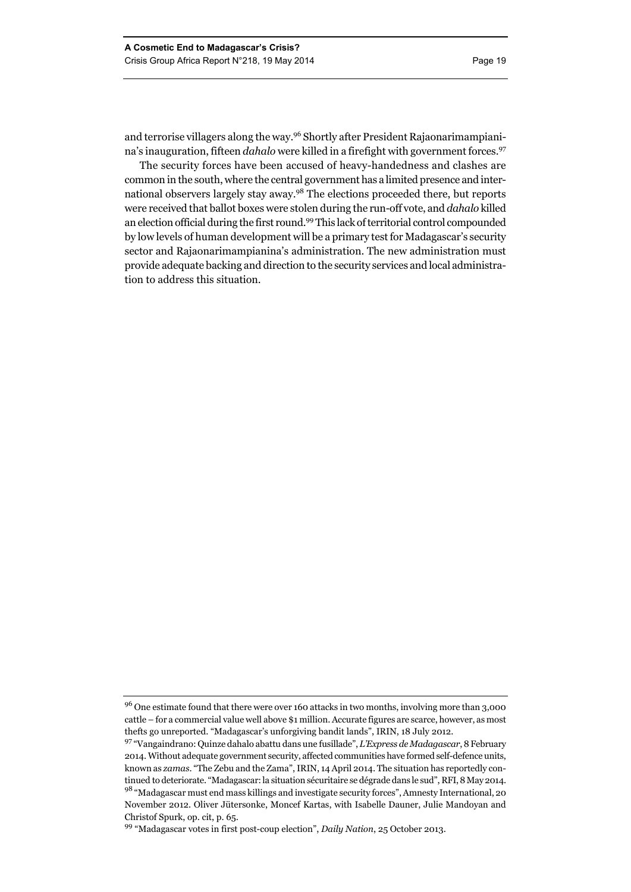and terrorise villagers along the way.[96] Shortly after President Rajaonarimampianina's inauguration, fifteen *dahalo* were killed in a firefight with government forces.[97]

The security forces have been accused of heavy-handedness and clashes are common in the south, where the central government has a limited presence and international observers largely stay away.[98] The elections proceeded there, but reports were received that ballot boxes were stolen during the run-off vote, and *dahalo* killed an election official during the first round.[99] This lack of territorial control compounded by low levels of human development will be a primary test for Madagascar's security sector and Rajaonarimampianina's administration. The new administration must provide adequate backing and direction to the security services and local administration to address this situation.

---

[96] One estimate found that there were over 160 attacks in two months, involving more than 3,000 cattle – for a commercial value well above $1 million. Accurate figures are scarce, however, as most thefts go unreported. "Madagascar's unforgiving bandit lands", IRIN, 18 July 2012.

[97] "Vangaindrano: Quinze dahalo abattu dans une fusillade", *L'Express de Madagascar*, 8 February 2014. Without adequate government security, affected communities have formed self-defence units, known as *zamas*. "The Zebu and the Zama", IRIN, 14 April 2014. The situation has reportedly continued to deteriorate. "Madagascar: la situation sécuritaire se dégrade dans le sud", RFI, 8 May 2014.

[98] "Madagascar must end mass killings and investigate security forces", Amnesty International, 20 November 2012. Oliver Jütersonke, Moncef Kartas, with Isabelle Dauner, Julie Mandoyan and Christof Spurk, op. cit, p. 65.

[99] "Madagascar votes in first post-coup election", *Daily Nation*, 25 October 2013.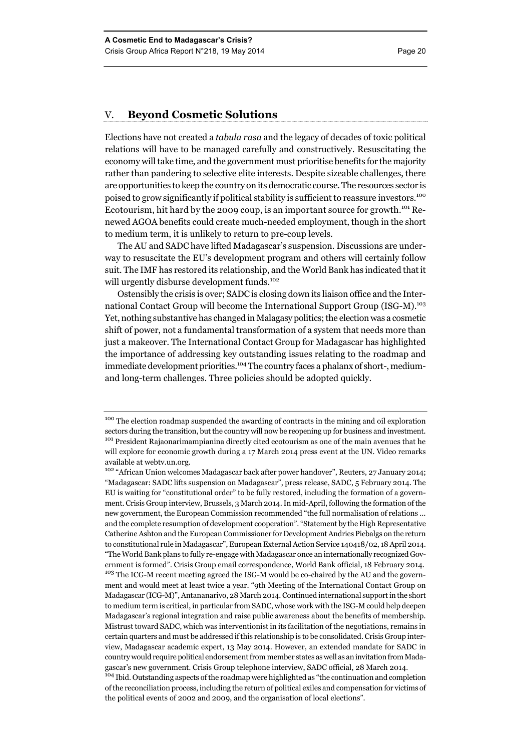## V. Beyond Cosmetic Solutions

Elections have not created a *tabula rasa* and the legacy of decades of toxic political relations will have to be managed carefully and constructively. Resuscitating the economy will take time, and the government must prioritise benefits for the majority rather than pandering to selective elite interests. Despite sizeable challenges, there are opportunities to keep the country on its democratic course. The resources sector is poised to grow significantly if political stability is sufficient to reassure investors.[100] Ecotourism, hit hard by the 2009 coup, is an important source for growth.[101] Renewed AGOA benefits could create much-needed employment, though in the short to medium term, it is unlikely to return to pre-coup levels.

The AU and SADC have lifted Madagascar's suspension. Discussions are underway to resuscitate the EU's development program and others will certainly follow suit. The IMF has restored its relationship, and the World Bank has indicated that it will urgently disburse development funds.[102]

Ostensibly the crisis is over; SADC is closing down its liaison office and the International Contact Group will become the International Support Group (ISG-M).[103] Yet, nothing substantive has changed in Malagasy politics; the election was a cosmetic shift of power, not a fundamental transformation of a system that needs more than just a makeover. The International Contact Group for Madagascar has highlighted the importance of addressing key outstanding issues relating to the roadmap and immediate development priorities.[104] The country faces a phalanx of short-, medium- and long-term challenges. Three policies should be adopted quickly.

---

[100] The election roadmap suspended the awarding of contracts in the mining and oil exploration sectors during the transition, but the country will now be reopening up for business and investment.

[101] President Rajaonarimampianina directly cited ecotourism as one of the main avenues that he will explore for economic growth during a 17 March 2014 press event at the UN. Video remarks available at webtv.un.org.

[102] "African Union welcomes Madagascar back after power handover", Reuters, 27 January 2014; "Madagascar: SADC lifts suspension on Madagascar", press release, SADC, 5 February 2014. The EU is waiting for "constitutional order" to be fully restored, including the formation of a government. Crisis Group interview, Brussels, 3 March 2014. In mid-April, following the formation of the new government, the European Commission recommended "the full normalisation of relations … and the complete resumption of development cooperation". "Statement by the High Representative Catherine Ashton and the European Commissioner for Development Andries Piebalgs on the return to constitutional rule in Madagascar", European External Action Service 140418/02, 18 April 2014. "The World Bank plans to fully re-engage with Madagascar once an internationally recognized Government is formed". Crisis Group email correspondence, World Bank official, 18 February 2014.

[103] The ICG-M recent meeting agreed the ISG-M would be co-chaired by the AU and the government and would meet at least twice a year. "9th Meeting of the International Contact Group on Madagascar (ICG-M)", Antananarivo, 28 March 2014. Continued international support in the short to medium term is critical, in particular from SADC, whose work with the ISG-M could help deepen Madagascar's regional integration and raise public awareness about the benefits of membership. Mistrust toward SADC, which was interventionist in its facilitation of the negotiations, remains in certain quarters and must be addressed if this relationship is to be consolidated. Crisis Group interview, Madagascar academic expert, 13 May 2014. However, an extended mandate for SADC in country would require political endorsement from member states as well as an invitation from Madagascar's new government. Crisis Group telephone interview, SADC official, 28 March 2014.

[104] Ibid. Outstanding aspects of the roadmap were highlighted as "the continuation and completion of the reconciliation process, including the return of political exiles and compensation for victims of the political events of 2002 and 2009, and the organisation of local elections".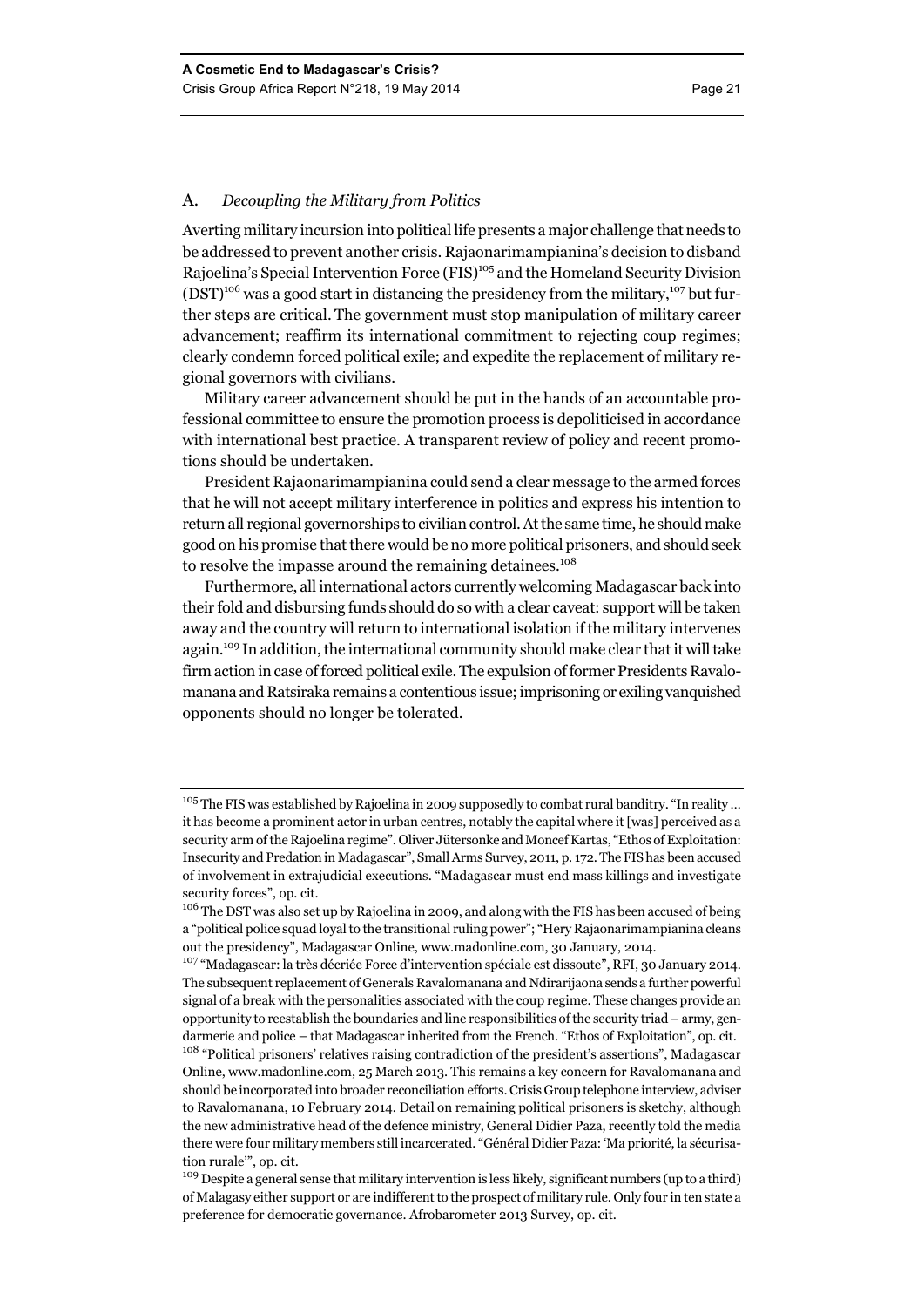### A. *Decoupling the Military from Politics*

Averting military incursion into political life presents a major challenge that needs to be addressed to prevent another crisis. Rajaonarimampianina's decision to disband Rajoelina's Special Intervention Force (FIS)[105] and the Homeland Security Division (DST)[106] was a good start in distancing the presidency from the military,[107] but further steps are critical. The government must stop manipulation of military career advancement; reaffirm its international commitment to rejecting coup regimes; clearly condemn forced political exile; and expedite the replacement of military regional governors with civilians.

Military career advancement should be put in the hands of an accountable professional committee to ensure the promotion process is depoliticised in accordance with international best practice. A transparent review of policy and recent promotions should be undertaken.

President Rajaonarimampianina could send a clear message to the armed forces that he will not accept military interference in politics and express his intention to return all regional governorships to civilian control. At the same time, he should make good on his promise that there would be no more political prisoners, and should seek to resolve the impasse around the remaining detainees.[108]

Furthermore, all international actors currently welcoming Madagascar back into their fold and disbursing funds should do so with a clear caveat: support will be taken away and the country will return to international isolation if the military intervenes again.[109] In addition, the international community should make clear that it will take firm action in case of forced political exile. The expulsion of former Presidents Ravalomanana and Ratsiraka remains a contentious issue; imprisoning or exiling vanquished opponents should no longer be tolerated.

---

[105] The FIS was established by Rajoelina in 2009 supposedly to combat rural banditry. "In reality … it has become a prominent actor in urban centres, notably the capital where it [was] perceived as a security arm of the Rajoelina regime". Oliver Jütersonke and Moncef Kartas, "Ethos of Exploitation: Insecurity and Predation in Madagascar", Small Arms Survey, 2011, p. 172. The FIS has been accused of involvement in extrajudicial executions. "Madagascar must end mass killings and investigate security forces", op. cit.

[106] The DST was also set up by Rajoelina in 2009, and along with the FIS has been accused of being a "political police squad loyal to the transitional ruling power"; "Hery Rajaonarimampianina cleans out the presidency", Madagascar Online, www.madonline.com, 30 January, 2014.

[107] "Madagascar: la très décriée Force d'intervention spéciale est dissoute", RFI, 30 January 2014. The subsequent replacement of Generals Ravalomanana and Ndirarijaona sends a further powerful signal of a break with the personalities associated with the coup regime. These changes provide an opportunity to reestablish the boundaries and line responsibilities of the security triad – army, gendarmerie and police – that Madagascar inherited from the French. "Ethos of Exploitation", op. cit.

[108] "Political prisoners' relatives raising contradiction of the president's assertions", Madagascar Online, www.madonline.com, 25 March 2013. This remains a key concern for Ravalomanana and should be incorporated into broader reconciliation efforts. Crisis Group telephone interview, adviser to Ravalomanana, 10 February 2014. Detail on remaining political prisoners is sketchy, although the new administrative head of the defence ministry, General Didier Paza, recently told the media there were four military members still incarcerated. "Général Didier Paza: 'Ma priorité, la sécurisation rurale'", op. cit.

[109] Despite a general sense that military intervention is less likely, significant numbers (up to a third) of Malagasy either support or are indifferent to the prospect of military rule. Only four in ten state a preference for democratic governance. Afrobarometer 2013 Survey, op. cit.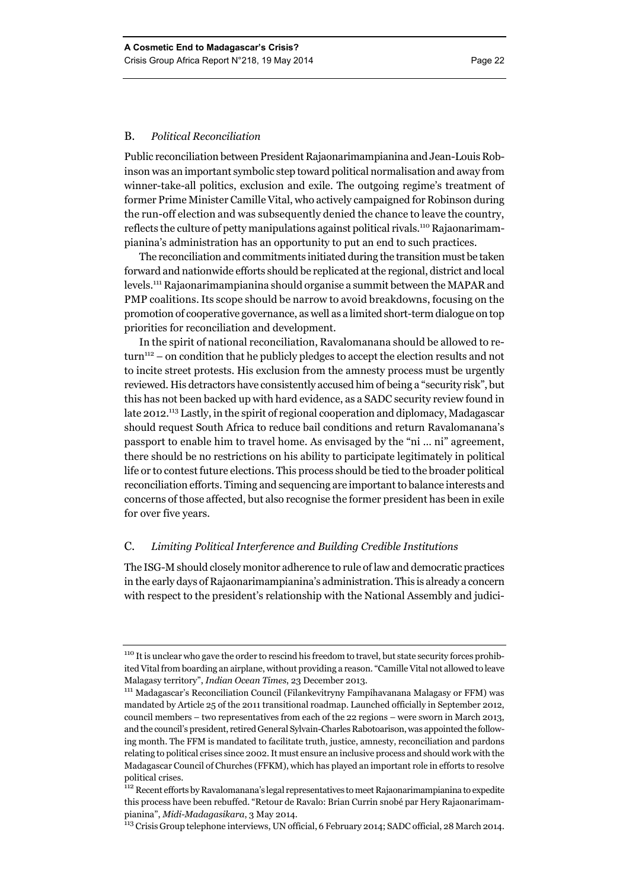### B. *Political Reconciliation*

Public reconciliation between President Rajaonarimampianina and Jean-Louis Robinson was an important symbolic step toward political normalisation and away from winner-take-all politics, exclusion and exile. The outgoing regime's treatment of former Prime Minister Camille Vital, who actively campaigned for Robinson during the run-off election and was subsequently denied the chance to leave the country, reflects the culture of petty manipulations against political rivals.[110] Rajaonarimampianina's administration has an opportunity to put an end to such practices.

The reconciliation and commitments initiated during the transition must be taken forward and nationwide efforts should be replicated at the regional, district and local levels.[111] Rajaonarimampianina should organise a summit between the MAPAR and PMP coalitions. Its scope should be narrow to avoid breakdowns, focusing on the promotion of cooperative governance, as well as a limited short-term dialogue on top priorities for reconciliation and development.

In the spirit of national reconciliation, Ravalomanana should be allowed to return[112] – on condition that he publicly pledges to accept the election results and not to incite street protests. His exclusion from the amnesty process must be urgently reviewed. His detractors have consistently accused him of being a "security risk", but this has not been backed up with hard evidence, as a SADC security review found in late 2012.[113] Lastly, in the spirit of regional cooperation and diplomacy, Madagascar should request South Africa to reduce bail conditions and return Ravalomanana's passport to enable him to travel home. As envisaged by the "ni … ni" agreement, there should be no restrictions on his ability to participate legitimately in political life or to contest future elections. This process should be tied to the broader political reconciliation efforts. Timing and sequencing are important to balance interests and concerns of those affected, but also recognise the former president has been in exile for over five years.

### C. *Limiting Political Interference and Building Credible Institutions*

The ISG-M should closely monitor adherence to rule of law and democratic practices in the early days of Rajaonarimampianina's administration. This is already a concern with respect to the president's relationship with the National Assembly and judici-

---

[110] It is unclear who gave the order to rescind his freedom to travel, but state security forces prohibited Vital from boarding an airplane, without providing a reason. "Camille Vital not allowed to leave Malagasy territory", *Indian Ocean Times*, 23 December 2013.

[111] Madagascar's Reconciliation Council (Filankevitryny Fampihavanana Malagasy or FFM) was mandated by Article 25 of the 2011 transitional roadmap. Launched officially in September 2012, council members – two representatives from each of the 22 regions – were sworn in March 2013, and the council's president, retired General Sylvain-Charles Rabotoarison, was appointed the following month. The FFM is mandated to facilitate truth, justice, amnesty, reconciliation and pardons relating to political crises since 2002. It must ensure an inclusive process and should work with the Madagascar Council of Churches (FFKM), which has played an important role in efforts to resolve political crises.

[112] Recent efforts by Ravalomanana's legal representatives to meet Rajaonarimampianina to expedite this process have been rebuffed. "Retour de Ravalo: Brian Currin snobé par Hery Rajaonarimampianina", *Midi-Madagasikara*, 3 May 2014.

[113] Crisis Group telephone interviews, UN official, 6 February 2014; SADC official, 28 March 2014.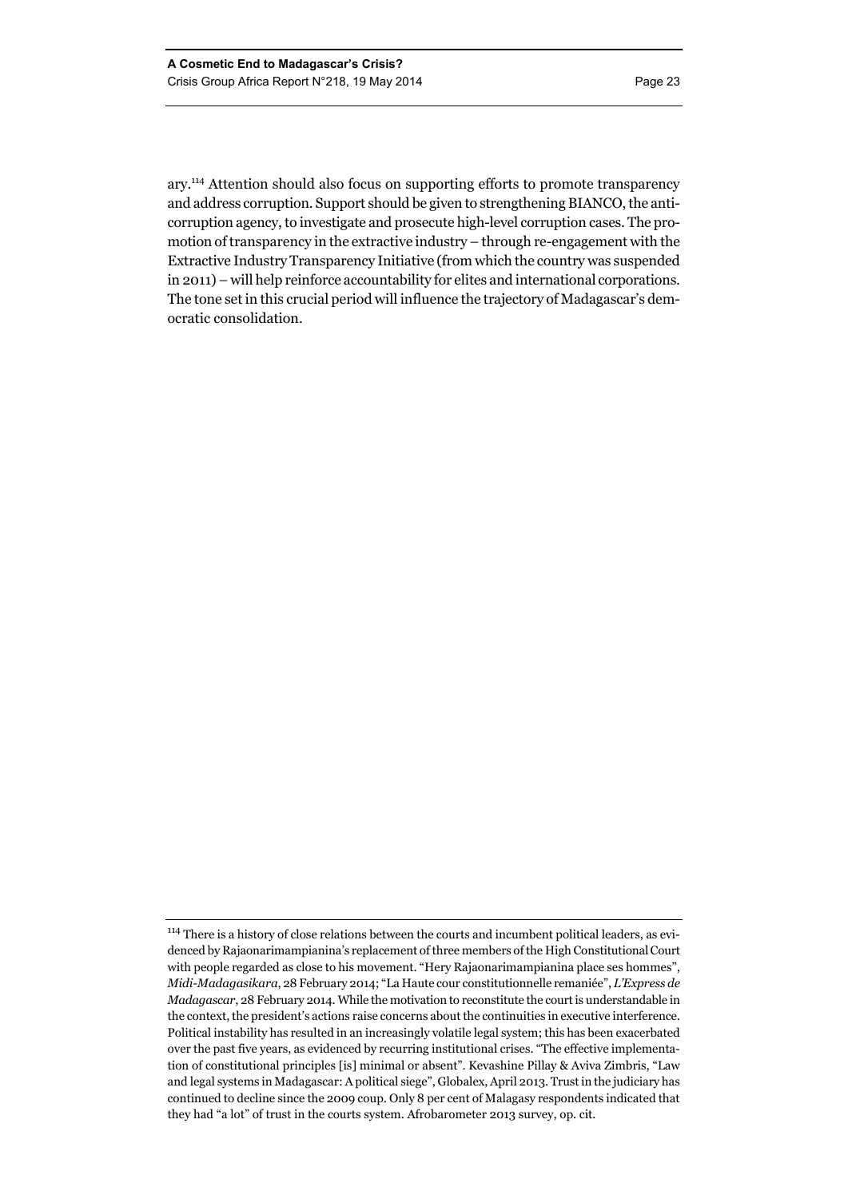ary.[114] Attention should also focus on supporting efforts to promote transparency and address corruption. Support should be given to strengthening BIANCO, the anti-corruption agency, to investigate and prosecute high-level corruption cases. The promotion of transparency in the extractive industry – through re-engagement with the Extractive Industry Transparency Initiative (from which the country was suspended in 2011) – will help reinforce accountability for elites and international corporations. The tone set in this crucial period will influence the trajectory of Madagascar's democratic consolidation.

---

[114] There is a history of close relations between the courts and incumbent political leaders, as evidenced by Rajaonarimampianina's replacement of three members of the High Constitutional Court with people regarded as close to his movement. "Hery Rajaonarimampianina place ses hommes", *Midi-Madagasikara*, 28 February 2014; "La Haute cour constitutionnelle remaniée", *L'Express de Madagascar*, 28 February 2014. While the motivation to reconstitute the court is understandable in the context, the president's actions raise concerns about the continuities in executive interference. Political instability has resulted in an increasingly volatile legal system; this has been exacerbated over the past five years, as evidenced by recurring institutional crises. "The effective implementation of constitutional principles [is] minimal or absent". Kevashine Pillay & Aviva Zimbris, "Law and legal systems in Madagascar: A political siege", Globalex, April 2013. Trust in the judiciary has continued to decline since the 2009 coup. Only 8 per cent of Malagasy respondents indicated that they had "a lot" of trust in the courts system. Afrobarometer 2013 survey, op. cit.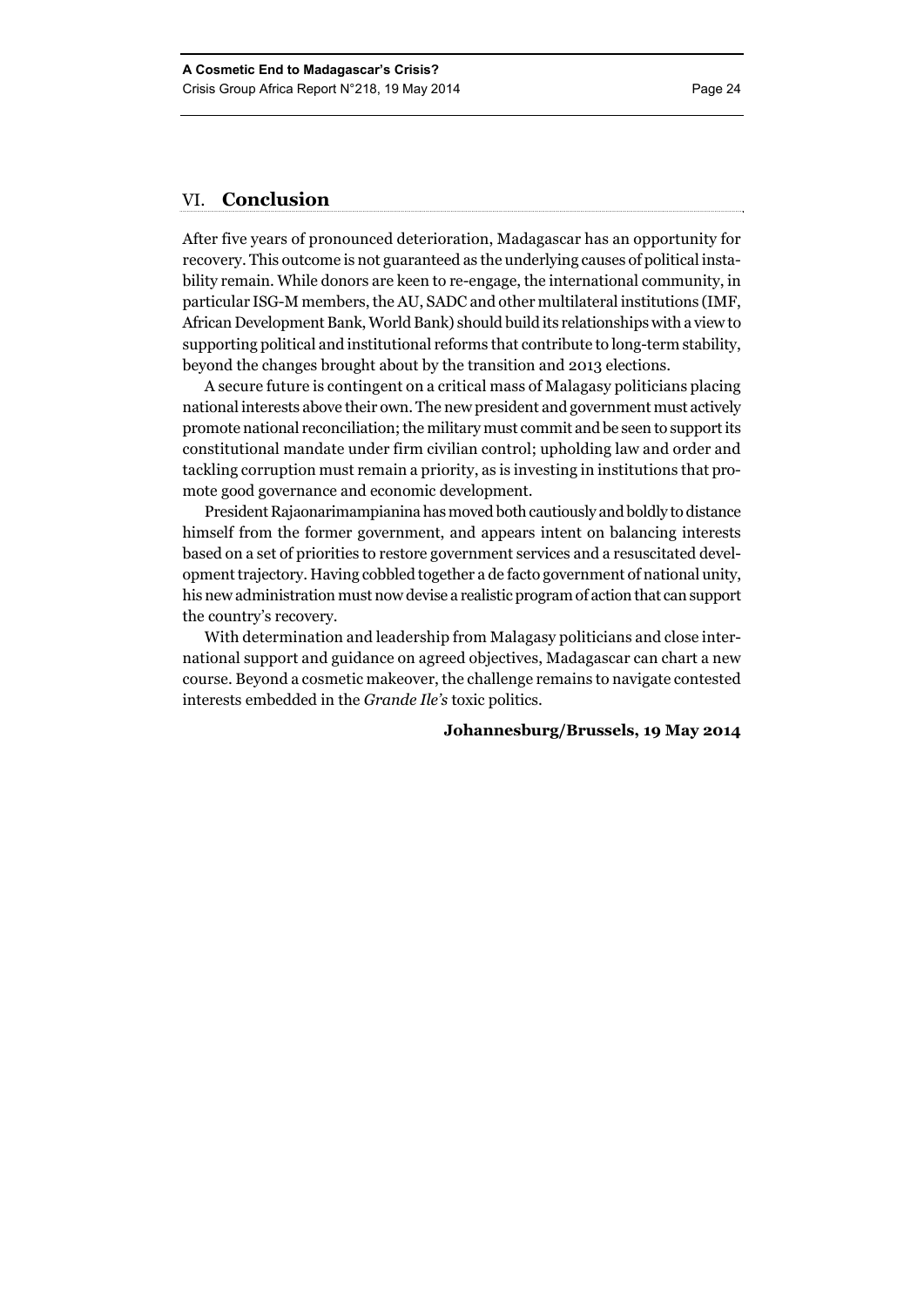## VI. Conclusion

After five years of pronounced deterioration, Madagascar has an opportunity for recovery. This outcome is not guaranteed as the underlying causes of political instability remain. While donors are keen to re-engage, the international community, in particular ISG-M members, the AU, SADC and other multilateral institutions (IMF, African Development Bank, World Bank) should build its relationships with a view to supporting political and institutional reforms that contribute to long-term stability, beyond the changes brought about by the transition and 2013 elections.

A secure future is contingent on a critical mass of Malagasy politicians placing national interests above their own. The new president and government must actively promote national reconciliation; the military must commit and be seen to support its constitutional mandate under firm civilian control; upholding law and order and tackling corruption must remain a priority, as is investing in institutions that promote good governance and economic development.

President Rajaonarimampianina has moved both cautiously and boldly to distance himself from the former government, and appears intent on balancing interests based on a set of priorities to restore government services and a resuscitated development trajectory. Having cobbled together a de facto government of national unity, his new administration must now devise a realistic program of action that can support the country's recovery.

With determination and leadership from Malagasy politicians and close international support and guidance on agreed objectives, Madagascar can chart a new course. Beyond a cosmetic makeover, the challenge remains to navigate contested interests embedded in the *Grande Ile's* toxic politics.

**Johannesburg/Brussels, 19 May 2014**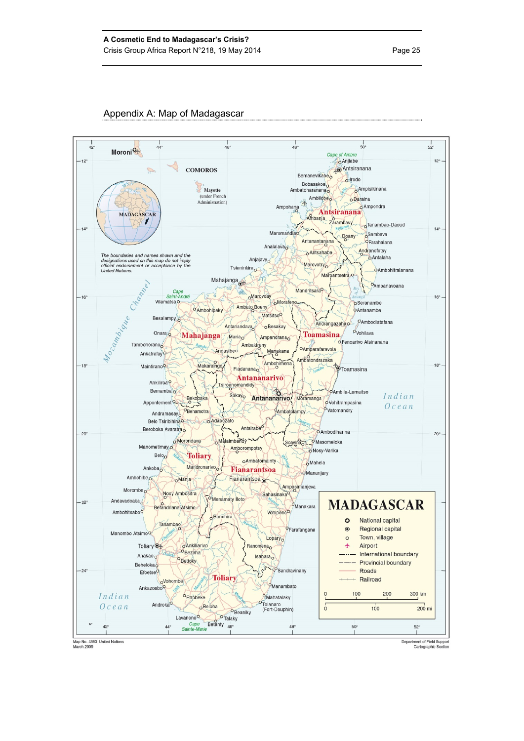## Appendix A: Map of Madagascar

Moroni

COMOROS

Mayotte
(under French Administration)

MADAGASCAR

The boundaries and names shown and the designations used on this map do not imply official endorsement or acceptance by the United Nations.

Mozambique Channel

Indian Ocean

Cape of Ambre
Anjiabe
Antsiranana
Bemanevikabe
Irodo
Bobasakoa
Ambatoharanana
Ampisikinana
Ambilobe
Daraina
Ampohana
Ampondra
Antsiranana
Ambanja
Zarambavy
Tanambao-Daoud
Maromandia
Doany
Sambava
Antanantanana
Farahalana
Analalava
Andranofotsy
Antsahabe
Antalaha
Anjajavy
Marovotry
Tsaninkira
Ambohitralanana
Maroantsetra
Mahajanga
Ampanavoana
Mandritsara
Cape Saint-André
Marovoay
Vilamatsa
Morafeno
Seranambe
Ambohipaky
Ambato Boeny
Antanambe
Matsitso
Besalampy
Andrangazaha
Ambodiatafana
Antanandava
Besakay
Onara
Mahajanga
Maria
Toamasina
Vohilava
Ampandrana
Tambohorano
Fenoarivo Atsinanana
Ambakireny
Ankatrafay
Andasibe
Manakana
Amparafaravola
Ambatondrazaka
Ambohimena
Maintirano
Makaraingo
Fiadanana
Toamasina
Antananarivo
Ankiliroa
Tsiroanomandidy
Bemamba
Ambila-Lemaitso
Sakay
Antananarivo
Moramanga
Bekopaka
Appontement
Vohitrampasina
Behamotra
Ambatolampy
Vatomandry
Andramasay
Belo Tsiribihina
Adabozato
Antsirabe
Beroboka Avaratra
Ambodiharina
Morondava
Malaimbandy
Soavina
Masomeloka
Manometimay
Amborompotsy
Nosy-Varika
Belo
Toliary
Ambatomainty
Mahela
Ankoba
Mandronarivo
Fianarantsoa
Ambohibe
Manja
Fianarantsoa
Mananjary
Ampasimanjeva
Morombe
Nosy Ambositra
Sahasinaka
Andavadoaka
Menamaty Iloto
Manakara
Befandriana Atsimo
Vohipeno
Ambohitsabo
Ranohira
Tanambao
Farafangana
Manombo Atsimo
Lopary
Toliary
Ankiliarivo
Ranomena
Bezaha
Anakao
Isahara
Betioky
Beheloka
Sandravinany
Efoetse
Toliary
Vohombe
Manambato
Ankazoabo
Etrobeke
Mahatalaky
Androka
Tolanaro (Fort-Dauphin)
Beloha
Beanika
Lavanono
Talaky
Cape Sainte-Marie
Betanty

MADAGASCAR

National capital
Regional capital
Town, village
Airport
International boundary
Provincial boundary
Roads
Railroad

0 100 200 300 km
0 100 200 mi

Map No. 4360 United Nations
March 2009

Department of Field Support
Cartographic Section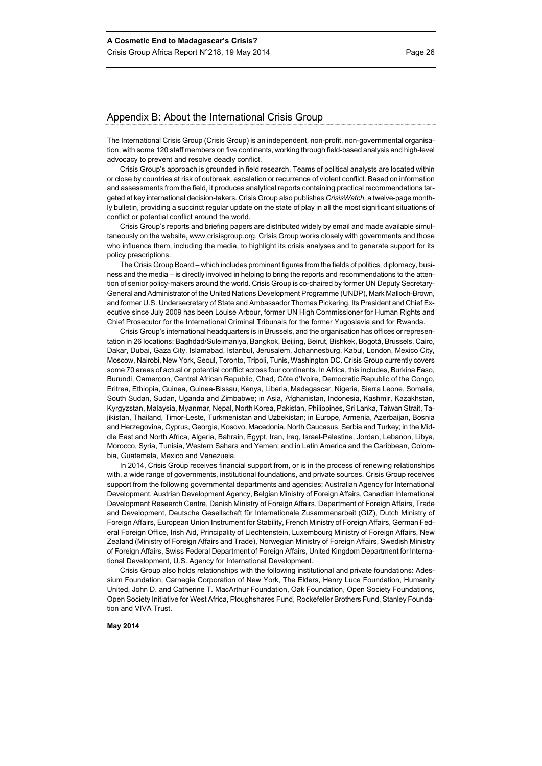## Appendix B: About the International Crisis Group

The International Crisis Group (Crisis Group) is an independent, non-profit, non-governmental organisation, with some 120 staff members on five continents, working through field-based analysis and high-level advocacy to prevent and resolve deadly conflict.

Crisis Group's approach is grounded in field research. Teams of political analysts are located within or close by countries at risk of outbreak, escalation or recurrence of violent conflict. Based on information and assessments from the field, it produces analytical reports containing practical recommendations targeted at key international decision-takers. Crisis Group also publishes *CrisisWatch*, a twelve-page monthly bulletin, providing a succinct regular update on the state of play in all the most significant situations of conflict or potential conflict around the world.

Crisis Group's reports and briefing papers are distributed widely by email and made available simultaneously on the website, www.crisisgroup.org. Crisis Group works closely with governments and those who influence them, including the media, to highlight its crisis analyses and to generate support for its policy prescriptions.

The Crisis Group Board – which includes prominent figures from the fields of politics, diplomacy, business and the media – is directly involved in helping to bring the reports and recommendations to the attention of senior policy-makers around the world. Crisis Group is co-chaired by former UN Deputy Secretary-General and Administrator of the United Nations Development Programme (UNDP), Mark Malloch-Brown, and former U.S. Undersecretary of State and Ambassador Thomas Pickering. Its President and Chief Executive since July 2009 has been Louise Arbour, former UN High Commissioner for Human Rights and Chief Prosecutor for the International Criminal Tribunals for the former Yugoslavia and for Rwanda.

Crisis Group's international headquarters is in Brussels, and the organisation has offices or representation in 26 locations: Baghdad/Suleimaniya, Bangkok, Beijing, Beirut, Bishkek, Bogotá, Brussels, Cairo, Dakar, Dubai, Gaza City, Islamabad, Istanbul, Jerusalem, Johannesburg, Kabul, London, Mexico City, Moscow, Nairobi, New York, Seoul, Toronto, Tripoli, Tunis, Washington DC. Crisis Group currently covers some 70 areas of actual or potential conflict across four continents. In Africa, this includes, Burkina Faso, Burundi, Cameroon, Central African Republic, Chad, Côte d'Ivoire, Democratic Republic of the Congo, Eritrea, Ethiopia, Guinea, Guinea-Bissau, Kenya, Liberia, Madagascar, Nigeria, Sierra Leone, Somalia, South Sudan, Sudan, Uganda and Zimbabwe; in Asia, Afghanistan, Indonesia, Kashmir, Kazakhstan, Kyrgyzstan, Malaysia, Myanmar, Nepal, North Korea, Pakistan, Philippines, Sri Lanka, Taiwan Strait, Tajikistan, Thailand, Timor-Leste, Turkmenistan and Uzbekistan; in Europe, Armenia, Azerbaijan, Bosnia and Herzegovina, Cyprus, Georgia, Kosovo, Macedonia, North Caucasus, Serbia and Turkey; in the Middle East and North Africa, Algeria, Bahrain, Egypt, Iran, Iraq, Israel-Palestine, Jordan, Lebanon, Libya, Morocco, Syria, Tunisia, Western Sahara and Yemen; and in Latin America and the Caribbean, Colombia, Guatemala, Mexico and Venezuela.

In 2014, Crisis Group receives financial support from, or is in the process of renewing relationships with, a wide range of governments, institutional foundations, and private sources. Crisis Group receives support from the following governmental departments and agencies: Australian Agency for International Development, Austrian Development Agency, Belgian Ministry of Foreign Affairs, Canadian International Development Research Centre, Danish Ministry of Foreign Affairs, Department of Foreign Affairs, Trade and Development, Deutsche Gesellschaft für Internationale Zusammenarbeit (GIZ), Dutch Ministry of Foreign Affairs, European Union Instrument for Stability, French Ministry of Foreign Affairs, German Federal Foreign Office, Irish Aid, Principality of Liechtenstein, Luxembourg Ministry of Foreign Affairs, New Zealand (Ministry of Foreign Affairs and Trade), Norwegian Ministry of Foreign Affairs, Swedish Ministry of Foreign Affairs, Swiss Federal Department of Foreign Affairs, United Kingdom Department for International Development, U.S. Agency for International Development.

Crisis Group also holds relationships with the following institutional and private foundations: Adessium Foundation, Carnegie Corporation of New York, The Elders, Henry Luce Foundation, Humanity United, John D. and Catherine T. MacArthur Foundation, Oak Foundation, Open Society Foundations, Open Society Initiative for West Africa, Ploughshares Fund, Rockefeller Brothers Fund, Stanley Foundation and VIVA Trust.

**May 2014**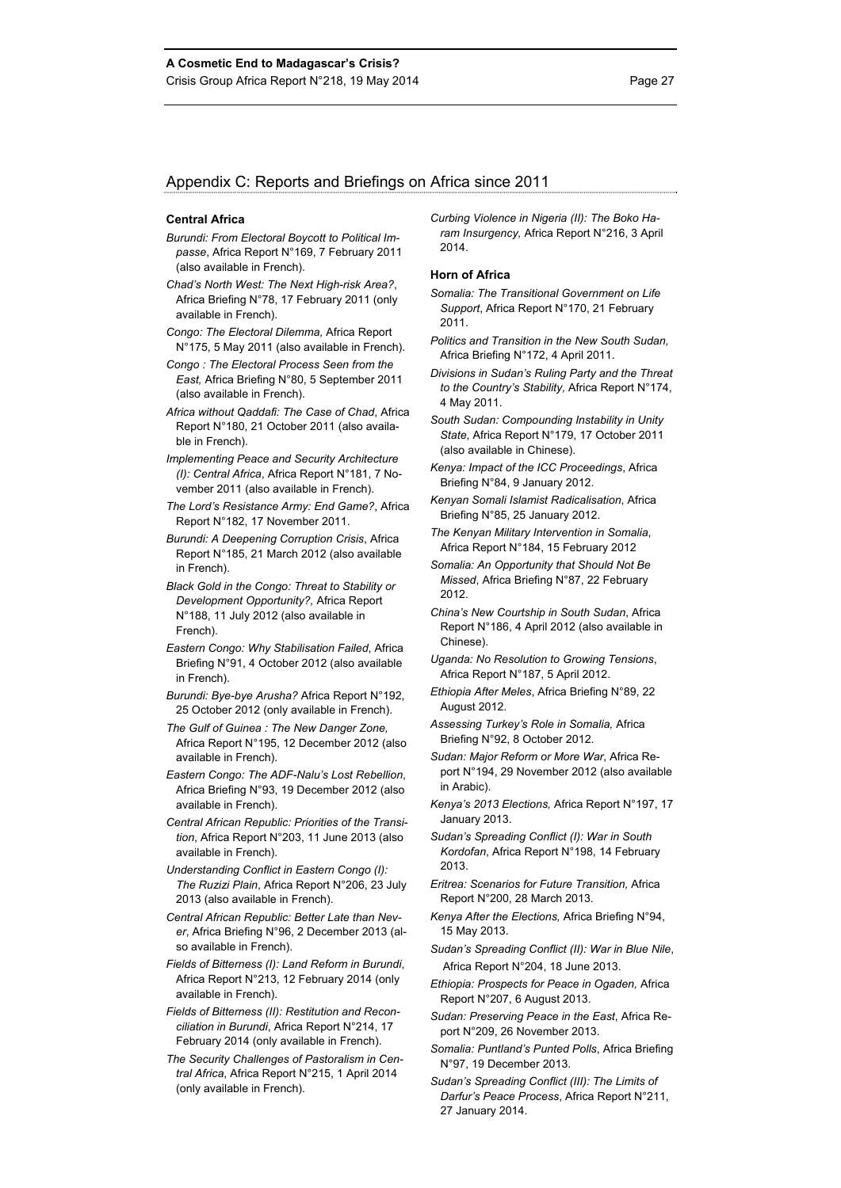## Appendix C: Reports and Briefings on Africa since 2011

### Central Africa

*Burundi: From Electoral Boycott to Political Impasse*, Africa Report N°169, 7 February 2011 (also available in French).

*Chad's North West: The Next High-risk Area?*, Africa Briefing N°78, 17 February 2011 (only available in French).

*Congo: The Electoral Dilemma,* Africa Report N°175, 5 May 2011 (also available in French).

*Congo : The Electoral Process Seen from the East,* Africa Briefing N°80, 5 September 2011 (also available in French).

*Africa without Qaddafi: The Case of Chad*, Africa Report N°180, 21 October 2011 (also available in French).

*Implementing Peace and Security Architecture (I): Central Africa*, Africa Report N°181, 7 November 2011 (also available in French).

*The Lord's Resistance Army: End Game?*, Africa Report N°182, 17 November 2011.

*Burundi: A Deepening Corruption Crisis*, Africa Report N°185, 21 March 2012 (also available in French).

*Black Gold in the Congo: Threat to Stability or Development Opportunity?,* Africa Report N°188, 11 July 2012 (also available in French).

*Eastern Congo: Why Stabilisation Failed*, Africa Briefing N°91, 4 October 2012 (also available in French).

*Burundi: Bye-bye Arusha?* Africa Report N°192, 25 October 2012 (only available in French).

*The Gulf of Guinea : The New Danger Zone,* Africa Report N°195, 12 December 2012 (also available in French).

*Eastern Congo: The ADF-Nalu's Lost Rebellion*, Africa Briefing N°93, 19 December 2012 (also available in French).

*Central African Republic: Priorities of the Transition*, Africa Report N°203, 11 June 2013 (also available in French).

*Understanding Conflict in Eastern Congo (I): The Ruzizi Plain*, Africa Report N°206, 23 July 2013 (also available in French).

*Central African Republic: Better Late than Never*, Africa Briefing N°96, 2 December 2013 (also available in French).

*Fields of Bitterness (I): Land Reform in Burundi*, Africa Report N°213, 12 February 2014 (only available in French).

*Fields of Bitterness (II): Restitution and Reconciliation in Burundi*, Africa Report N°214, 17 February 2014 (only available in French).

*The Security Challenges of Pastoralism in Central Africa*, Africa Report N°215, 1 April 2014 (only available in French).

*Curbing Violence in Nigeria (II): The Boko Haram Insurgency,* Africa Report N°216, 3 April 2014.

### Horn of Africa

*Somalia: The Transitional Government on Life Support*, Africa Report N°170, 21 February 2011.

*Politics and Transition in the New South Sudan,* Africa Briefing N°172, 4 April 2011.

*Divisions in Sudan's Ruling Party and the Threat to the Country's Stability,* Africa Report N°174, 4 May 2011.

*South Sudan: Compounding Instability in Unity State*, Africa Report N°179, 17 October 2011 (also available in Chinese).

*Kenya: Impact of the ICC Proceedings*, Africa Briefing N°84, 9 January 2012.

*Kenyan Somali Islamist Radicalisation*, Africa Briefing N°85, 25 January 2012.

*The Kenyan Military Intervention in Somalia*, Africa Report N°184, 15 February 2012

*Somalia: An Opportunity that Should Not Be Missed*, Africa Briefing N°87, 22 February 2012.

*China's New Courtship in South Sudan*, Africa Report N°186, 4 April 2012 (also available in Chinese).

*Uganda: No Resolution to Growing Tensions*, Africa Report N°187, 5 April 2012.

*Ethiopia After Meles*, Africa Briefing N°89, 22 August 2012.

*Assessing Turkey's Role in Somalia,* Africa Briefing N°92, 8 October 2012.

*Sudan: Major Reform or More War*, Africa Report N°194, 29 November 2012 (also available in Arabic).

*Kenya's 2013 Elections,* Africa Report N°197, 17 January 2013.

*Sudan's Spreading Conflict (I): War in South Kordofan*, Africa Report N°198, 14 February 2013.

*Eritrea: Scenarios for Future Transition,* Africa Report N°200, 28 March 2013.

*Kenya After the Elections,* Africa Briefing N°94, 15 May 2013.

*Sudan's Spreading Conflict (II): War in Blue Nile*, Africa Report N°204, 18 June 2013.

*Ethiopia: Prospects for Peace in Ogaden,* Africa Report N°207, 6 August 2013.

*Sudan: Preserving Peace in the East*, Africa Report N°209, 26 November 2013.

*Somalia: Puntland's Punted Polls*, Africa Briefing N°97, 19 December 2013.

*Sudan's Spreading Conflict (III): The Limits of Darfur's Peace Process*, Africa Report N°211, 27 January 2014.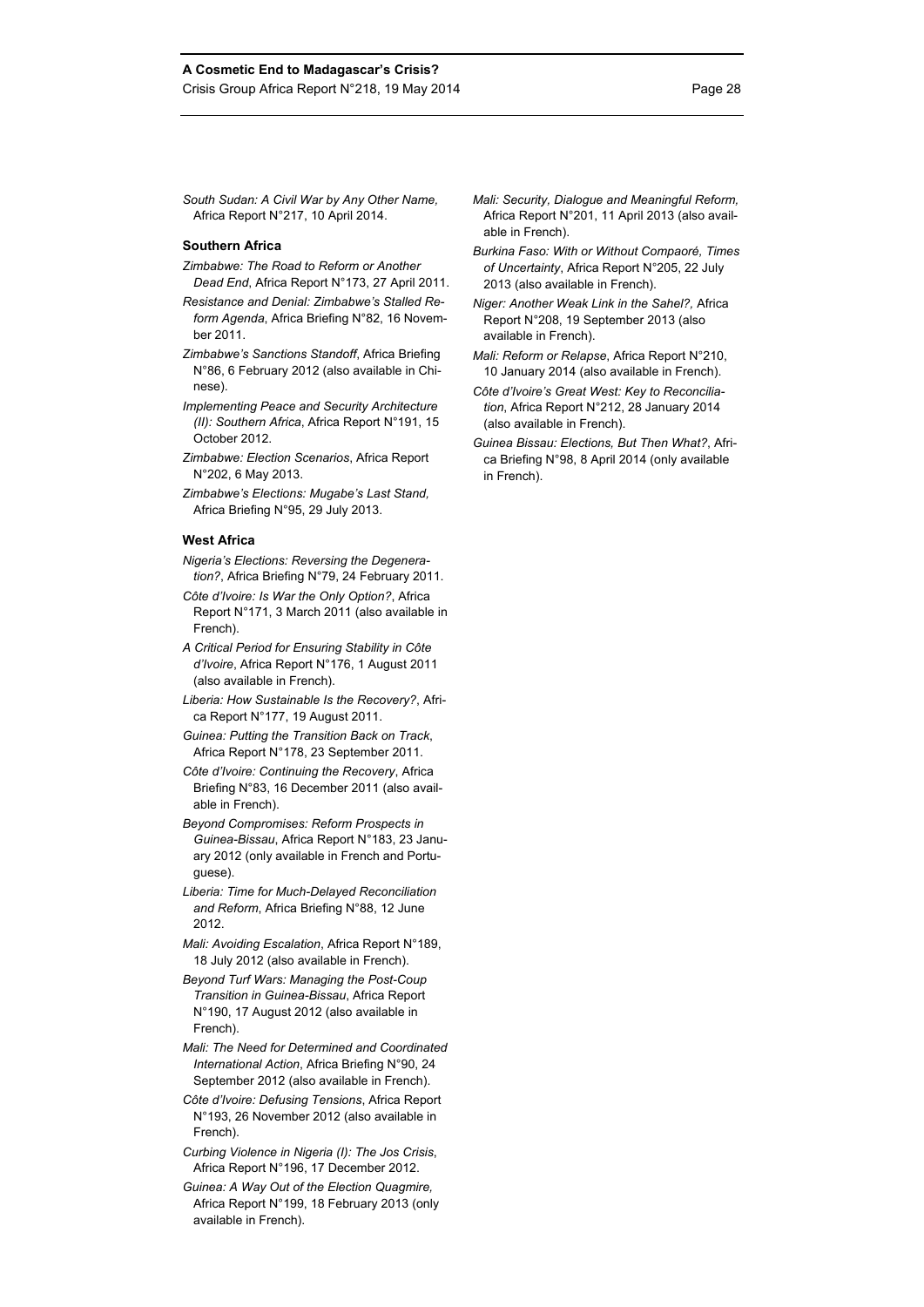*South Sudan: A Civil War by Any Other Name,* Africa Report N°217, 10 April 2014.

### Southern Africa

*Zimbabwe: The Road to Reform or Another Dead End*, Africa Report N°173, 27 April 2011.

*Resistance and Denial: Zimbabwe's Stalled Reform Agenda*, Africa Briefing N°82, 16 November 2011.

*Zimbabwe's Sanctions Standoff*, Africa Briefing N°86, 6 February 2012 (also available in Chinese).

*Implementing Peace and Security Architecture (II): Southern Africa*, Africa Report N°191, 15 October 2012.

*Zimbabwe: Election Scenarios*, Africa Report N°202, 6 May 2013.

*Zimbabwe's Elections: Mugabe's Last Stand,* Africa Briefing N°95, 29 July 2013.

### West Africa

*Nigeria's Elections: Reversing the Degeneration?*, Africa Briefing N°79, 24 February 2011.

*Côte d'Ivoire: Is War the Only Option?*, Africa Report N°171, 3 March 2011 (also available in French).

*A Critical Period for Ensuring Stability in Côte d'Ivoire*, Africa Report N°176, 1 August 2011 (also available in French).

*Liberia: How Sustainable Is the Recovery?*, Africa Report N°177, 19 August 2011.

*Guinea: Putting the Transition Back on Track*, Africa Report N°178, 23 September 2011.

*Côte d'Ivoire: Continuing the Recovery*, Africa Briefing N°83, 16 December 2011 (also available in French).

*Beyond Compromises: Reform Prospects in Guinea-Bissau*, Africa Report N°183, 23 January 2012 (only available in French and Portuguese).

*Liberia: Time for Much-Delayed Reconciliation and Reform*, Africa Briefing N°88, 12 June 2012.

*Mali: Avoiding Escalation*, Africa Report N°189, 18 July 2012 (also available in French).

*Beyond Turf Wars: Managing the Post-Coup Transition in Guinea-Bissau*, Africa Report N°190, 17 August 2012 (also available in French).

*Mali: The Need for Determined and Coordinated International Action*, Africa Briefing N°90, 24 September 2012 (also available in French).

*Côte d'Ivoire: Defusing Tensions*, Africa Report N°193, 26 November 2012 (also available in French).

*Curbing Violence in Nigeria (I): The Jos Crisis,* Africa Report N°196, 17 December 2012.

*Guinea: A Way Out of the Election Quagmire,* Africa Report N°199, 18 February 2013 (only available in French).

*Mali: Security, Dialogue and Meaningful Reform,* Africa Report N°201, 11 April 2013 (also available in French).

*Burkina Faso: With or Without Compaoré, Times of Uncertainty*, Africa Report N°205, 22 July 2013 (also available in French).

*Niger: Another Weak Link in the Sahel?,* Africa Report N°208, 19 September 2013 (also available in French).

*Mali: Reform or Relapse*, Africa Report N°210, 10 January 2014 (also available in French).

*Côte d'Ivoire's Great West: Key to Reconciliation*, Africa Report N°212, 28 January 2014 (also available in French).

*Guinea Bissau: Elections, But Then What?*, Africa Briefing N°98, 8 April 2014 (only available in French).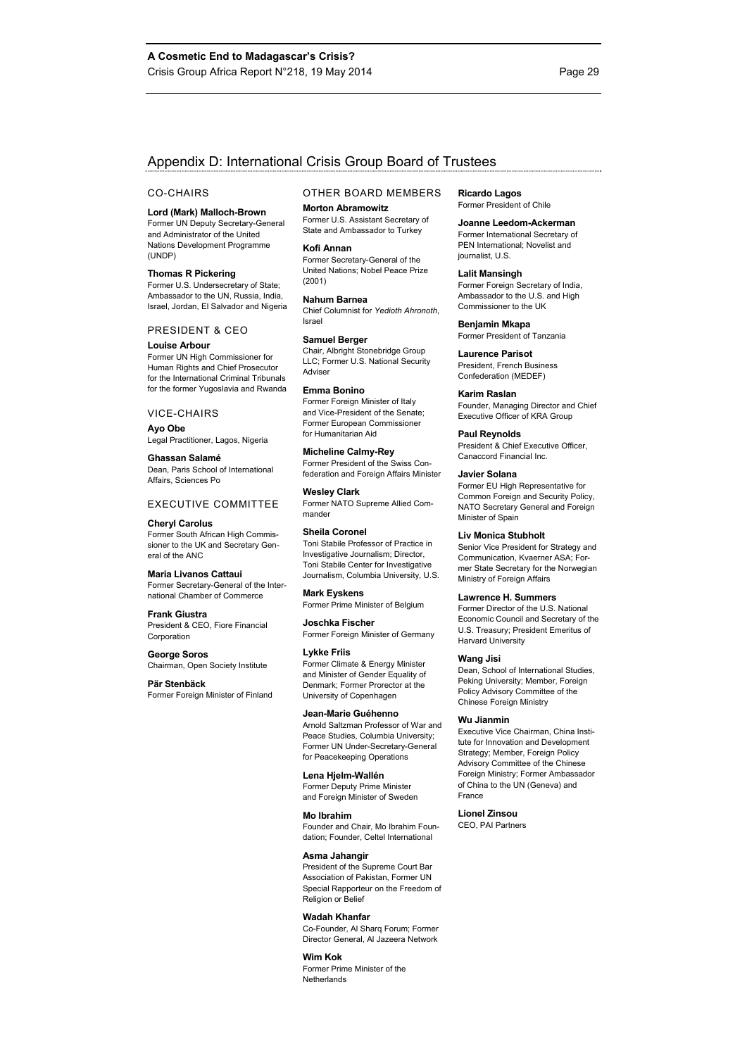## Appendix D: International Crisis Group Board of Trustees

### CO-CHAIRS

**Lord (Mark) Malloch-Brown**
Former UN Deputy Secretary-General and Administrator of the United Nations Development Programme (UNDP)

**Thomas R Pickering**
Former U.S. Undersecretary of State; Ambassador to the UN, Russia, India, Israel, Jordan, El Salvador and Nigeria

### PRESIDENT & CEO

**Louise Arbour**
Former UN High Commissioner for Human Rights and Chief Prosecutor for the International Criminal Tribunals for the former Yugoslavia and Rwanda

### VICE-CHAIRS

**Ayo Obe**
Legal Practitioner, Lagos, Nigeria

**Ghassan Salamé**
Dean, Paris School of International Affairs, Sciences Po

### EXECUTIVE COMMITTEE

**Cheryl Carolus**
Former South African High Commissioner to the UK and Secretary General of the ANC

**Maria Livanos Cattaui**
Former Secretary-General of the International Chamber of Commerce

**Frank Giustra**
President & CEO, Fiore Financial Corporation

**George Soros**
Chairman, Open Society Institute

**Pär Stenbäck**
Former Foreign Minister of Finland

### OTHER BOARD MEMBERS

**Morton Abramowitz**
Former U.S. Assistant Secretary of State and Ambassador to Turkey

**Kofi Annan**
Former Secretary-General of the United Nations; Nobel Peace Prize (2001)

**Nahum Barnea**
Chief Columnist for *Yedioth Ahronoth*, Israel

**Samuel Berger**
Chair, Albright Stonebridge Group LLC; Former U.S. National Security Adviser

**Emma Bonino**
Former Foreign Minister of Italy and Vice-President of the Senate; Former European Commissioner for Humanitarian Aid

**Micheline Calmy-Rey**
Former President of the Swiss Confederation and Foreign Affairs Minister

**Wesley Clark**
Former NATO Supreme Allied Commander

**Sheila Coronel**
Toni Stabile Professor of Practice in Investigative Journalism; Director, Toni Stabile Center for Investigative Journalism, Columbia University, U.S.

**Mark Eyskens**
Former Prime Minister of Belgium

**Joschka Fischer**
Former Foreign Minister of Germany

**Lykke Friis**
Former Climate & Energy Minister and Minister of Gender Equality of Denmark; Former Prorector at the University of Copenhagen

**Jean-Marie Guéhenno**
Arnold Saltzman Professor of War and Peace Studies, Columbia University; Former UN Under-Secretary-General for Peacekeeping Operations

**Lena Hjelm-Wallén**
Former Deputy Prime Minister and Foreign Minister of Sweden

**Mo Ibrahim**
Founder and Chair, Mo Ibrahim Foundation; Founder, Celtel International

**Asma Jahangir**
President of the Supreme Court Bar Association of Pakistan, Former UN Special Rapporteur on the Freedom of Religion or Belief

**Wadah Khanfar**
Co-Founder, Al Sharq Forum; Former Director General, Al Jazeera Network

**Wim Kok**
Former Prime Minister of the Netherlands

**Ricardo Lagos**
Former President of Chile

**Joanne Leedom-Ackerman**
Former International Secretary of PEN International; Novelist and journalist, U.S.

**Lalit Mansingh**
Former Foreign Secretary of India, Ambassador to the U.S. and High Commissioner to the UK

**Benjamin Mkapa**
Former President of Tanzania

**Laurence Parisot**
President, French Business Confederation (MEDEF)

**Karim Raslan**
Founder, Managing Director and Chief Executive Officer of KRA Group

**Paul Reynolds**
President & Chief Executive Officer, Canaccord Financial Inc.

**Javier Solana**
Former EU High Representative for Common Foreign and Security Policy, NATO Secretary General and Foreign Minister of Spain

**Liv Monica Stubholt**
Senior Vice President for Strategy and Communication, Kvaerner ASA; Former State Secretary for the Norwegian Ministry of Foreign Affairs

**Lawrence H. Summers**
Former Director of the U.S. National Economic Council and Secretary of the U.S. Treasury; President Emeritus of Harvard University

**Wang Jisi**
Dean, School of International Studies, Peking University; Member, Foreign Policy Advisory Committee of the Chinese Foreign Ministry

**Wu Jianmin**
Executive Vice Chairman, China Institute for Innovation and Development Strategy; Member, Foreign Policy Advisory Committee of the Chinese Foreign Ministry; Former Ambassador of China to the UN (Geneva) and France

**Lionel Zinsou**
CEO, PAI Partners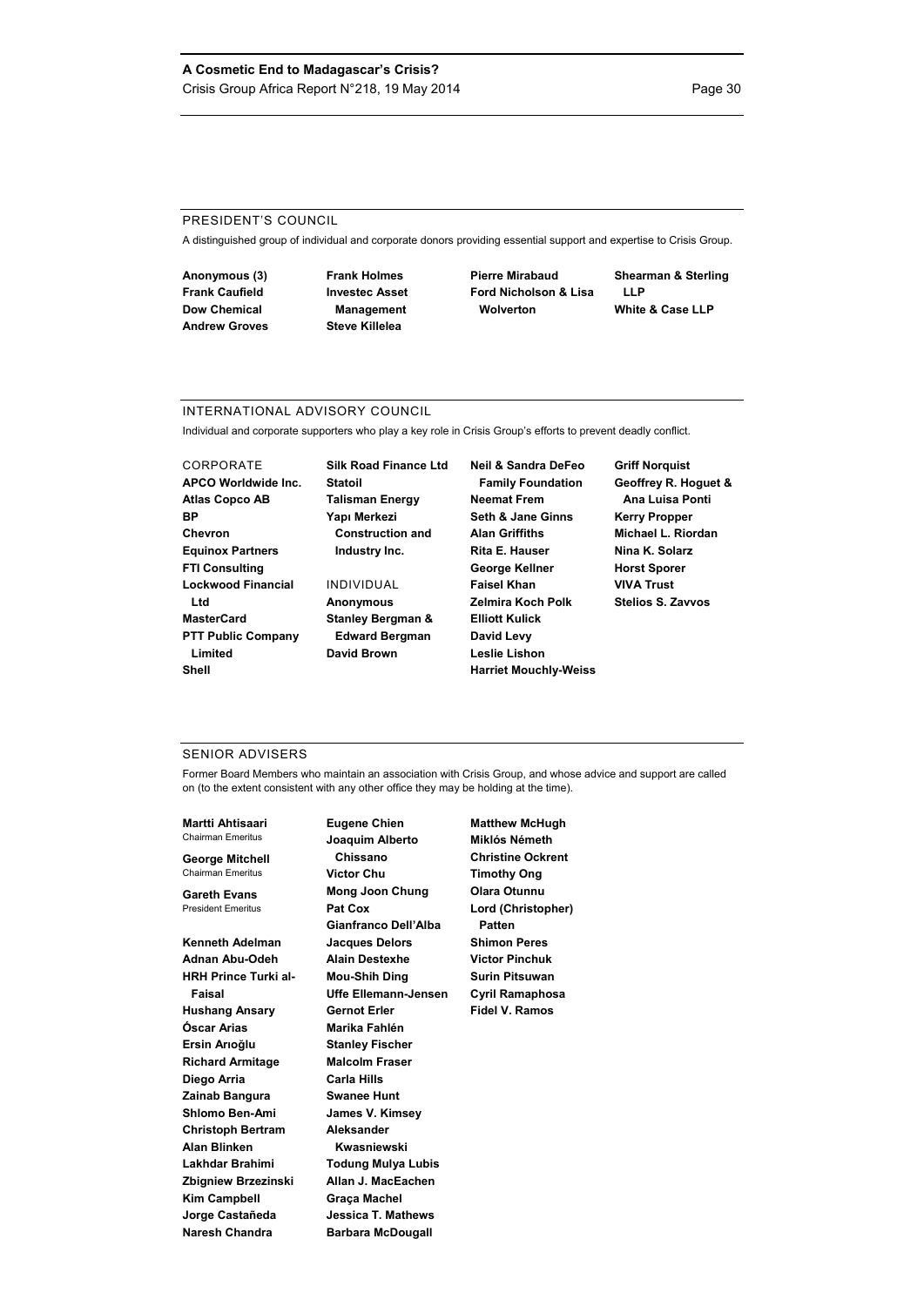## PRESIDENT'S COUNCIL

A distinguished group of individual and corporate donors providing essential support and expertise to Crisis Group.

**Anonymous (3)**
**Frank Caufield**
**Dow Chemical**
**Andrew Groves**
**Frank Holmes**
**Investec Asset Management**
**Steve Killelea**
**Pierre Mirabaud**
**Ford Nicholson & Lisa Wolverton**
**Shearman & Sterling LLP**
**White & Case LLP**

## INTERNATIONAL ADVISORY COUNCIL

Individual and corporate supporters who play a key role in Crisis Group's efforts to prevent deadly conflict.

CORPORATE

**APCO Worldwide Inc.**
**Atlas Copco AB**
**BP**
**Chevron**
**Equinox Partners**
**FTI Consulting**
**Lockwood Financial Ltd**
**MasterCard**
**PTT Public Company Limited**
**Shell**
**Silk Road Finance Ltd**
**Statoil**
**Talisman Energy**
**Yapı Merkezi Construction and Industry Inc.**

INDIVIDUAL

**Anonymous**
**Stanley Bergman & Edward Bergman**
**David Brown**
**Neil & Sandra DeFeo Family Foundation**
**Neemat Frem**
**Seth & Jane Ginns**
**Alan Griffiths**
**Rita E. Hauser**
**George Kellner**
**Faisel Khan**
**Zelmira Koch Polk**
**Elliott Kulick**
**David Levy**
**Leslie Lishon**
**Harriet Mouchly-Weiss**
**Griff Norquist**
**Geoffrey R. Hoguet & Ana Luisa Ponti**
**Kerry Propper**
**Michael L. Riordan**
**Nina K. Solarz**
**Horst Sporer**
**VIVA Trust**
**Stelios S. Zavvos**

## SENIOR ADVISERS

Former Board Members who maintain an association with Crisis Group, and whose advice and support are called on (to the extent consistent with any other office they may be holding at the time).

**Martti Ahtisaari**
Chairman Emeritus

**George Mitchell**
Chairman Emeritus

**Gareth Evans**
President Emeritus

**Kenneth Adelman**
**Adnan Abu-Odeh**
**HRH Prince Turki al-Faisal**
**Hushang Ansary**
**Óscar Arias**
**Ersin Arıoğlu**
**Richard Armitage**
**Diego Arria**
**Zainab Bangura**
**Shlomo Ben-Ami**
**Christoph Bertram**
**Alan Blinken**
**Lakhdar Brahimi**
**Zbigniew Brzezinski**
**Kim Campbell**
**Jorge Castañeda**
**Naresh Chandra**
**Eugene Chien**
**Joaquim Alberto Chissano**
**Victor Chu**
**Mong Joon Chung**
**Pat Cox**
**Gianfranco Dell'Alba**
**Jacques Delors**
**Alain Destexhe**
**Mou-Shih Ding**
**Uffe Ellemann-Jensen**
**Gernot Erler**
**Marika Fahlén**
**Stanley Fischer**
**Malcolm Fraser**
**Carla Hills**
**Swanee Hunt**
**James V. Kimsey**
**Aleksander Kwasniewski**
**Todung Mulya Lubis**
**Allan J. MacEachen**
**Graça Machel**
**Jessica T. Mathews**
**Barbara McDougall**
**Matthew McHugh**
**Miklós Németh**
**Christine Ockrent**
**Timothy Ong**
**Olara Otunnu**
**Lord (Christopher) Patten**
**Shimon Peres**
**Victor Pinchuk**
**Surin Pitsuwan**
**Cyril Ramaphosa**
**Fidel V. Ramos**